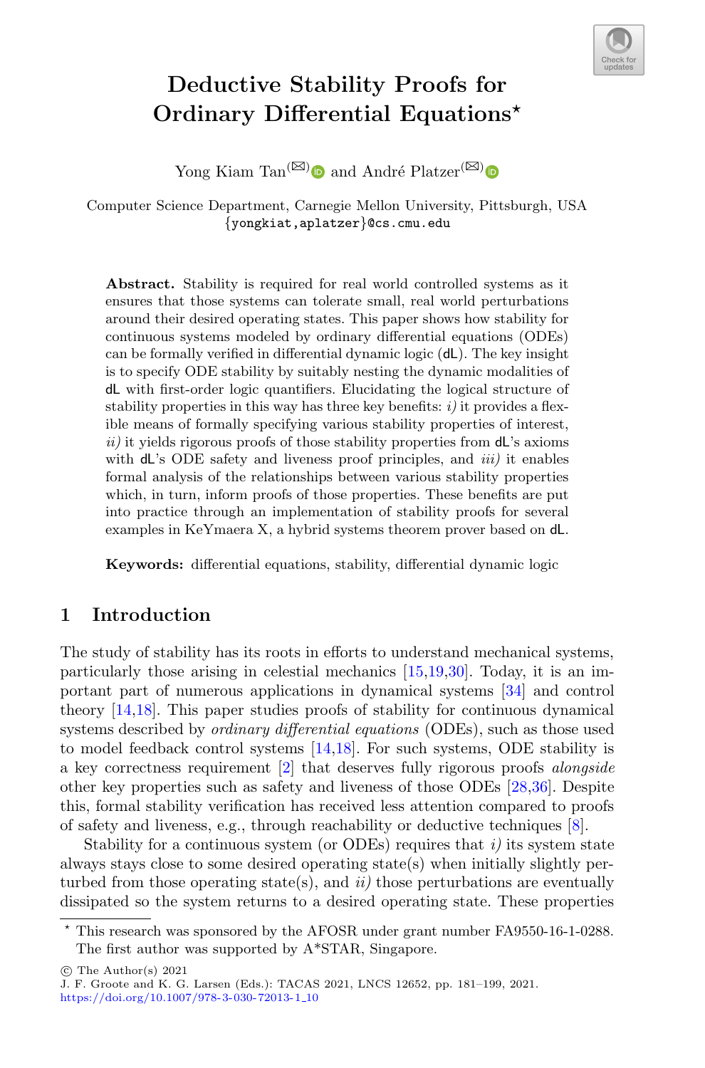# Deductive Stability Proofs for Ordinary Differential Equations*

Yong Kiam Tan and André Platzer

Computer Science Department, Carnegie Mellon University, Pittsburgh, USA
{yongkiat,aplatzer}@cs.cmu.edu

**Abstract.** Stability is required for real world controlled systems as it ensures that those systems can tolerate small, real world perturbations around their desired operating states. This paper shows how stability for continuous systems modeled by ordinary differential equations (ODEs) can be formally verified in differential dynamic logic (dL). The key insight is to specify ODE stability by suitably nesting the dynamic modalities of dL with first-order logic quantifiers. Elucidating the logical structure of stability properties in this way has three key benefits: *i)* it provides a flexible means of formally specifying various stability properties of interest, *ii)* it yields rigorous proofs of those stability properties from dL's axioms with dL's ODE safety and liveness proof principles, and *iii)* it enables formal analysis of the relationships between various stability properties which, in turn, inform proofs of those properties. These benefits are put into practice through an implementation of stability proofs for several examples in KeYmaera X, a hybrid systems theorem prover based on dL.

**Keywords:** differential equations, stability, differential dynamic logic

## 1 Introduction

The study of stability has its roots in efforts to understand mechanical systems, particularly those arising in celestial mechanics [15,19,30]. Today, it is an important part of numerous applications in dynamical systems [34] and control theory [14,18]. This paper studies proofs of stability for continuous dynamical systems described by *ordinary differential equations* (ODEs), such as those used to model feedback control systems [14,18]. For such systems, ODE stability is a key correctness requirement [2] that deserves fully rigorous proofs *alongside* other key properties such as safety and liveness of those ODEs [28,36]. Despite this, formal stability verification has received less attention compared to proofs of safety and liveness, e.g., through reachability or deductive techniques [8].

Stability for a continuous system (or ODEs) requires that *i)* its system state always stays close to some desired operating state(s) when initially slightly perturbed from those operating state(s), and *ii)* those perturbations are eventually dissipated so the system returns to a desired operating state. These properties

* This research was sponsored by the AFOSR under grant number FA9550-16-1-0288. The first author was supported by A*STAR, Singapore.

© The Author(s) 2021
J. F. Groote and K. G. Larsen (Eds.): TACAS 2021, LNCS 12652, pp. 181–199, 2021.
https://doi.org/10.1007/978-3-030-72013-1_10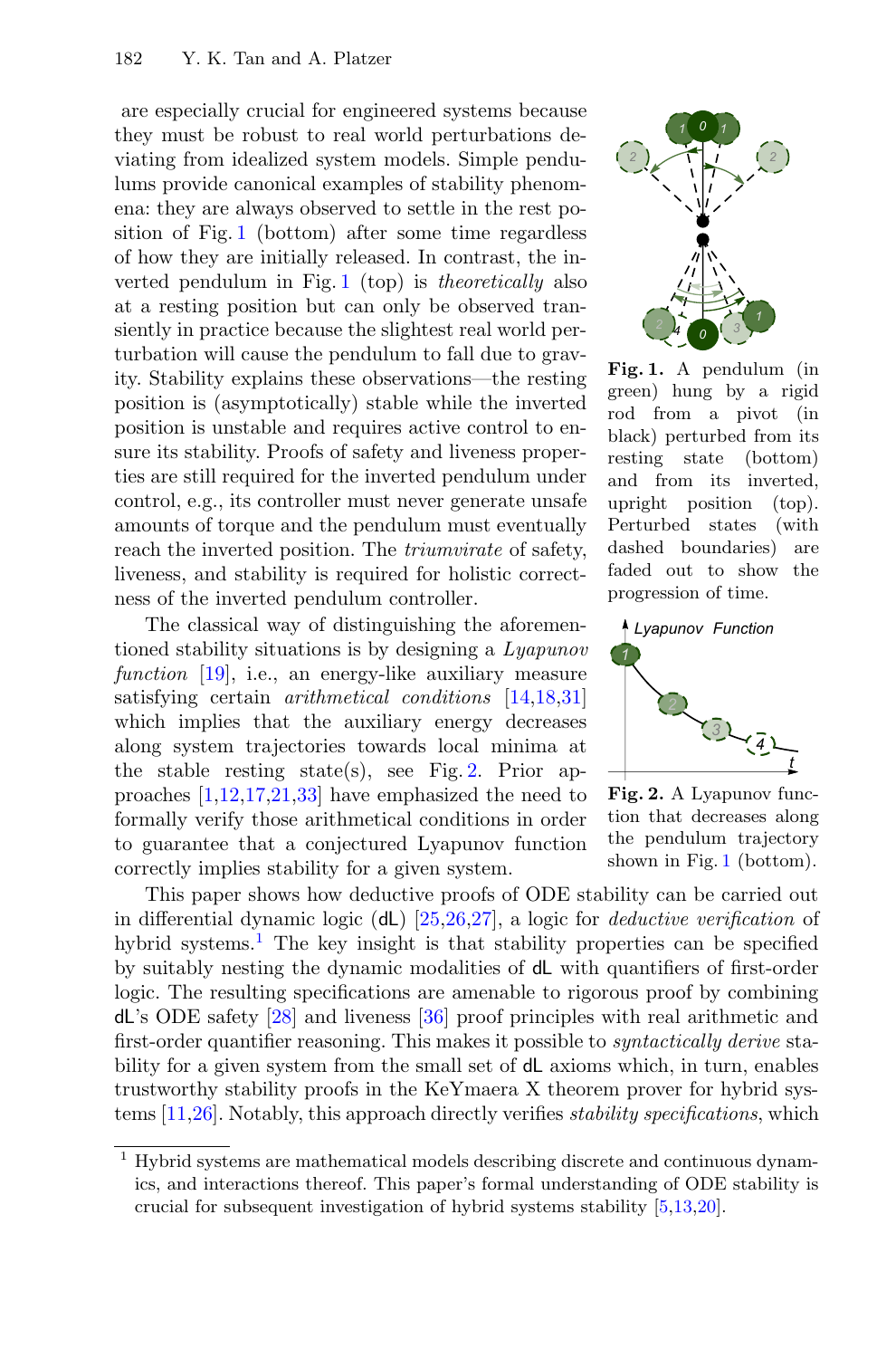are especially crucial for engineered systems because they must be robust to real world perturbations deviating from idealized system models. Simple pendulums provide canonical examples of stability phenomena: they are always observed to settle in the rest position of Fig. 1 (bottom) after some time regardless of how they are initially released. In contrast, the inverted pendulum in Fig. 1 (top) is *theoretically* also at a resting position but can only be observed transiently in practice because the slightest real world perturbation will cause the pendulum to fall due to gravity. Stability explains these observations—the resting position is (asymptotically) stable while the inverted position is unstable and requires active control to ensure its stability. Proofs of safety and liveness properties are still required for the inverted pendulum under control, e.g., its controller must never generate unsafe amounts of torque and the pendulum must eventually reach the inverted position. The *triumvirate* of safety, liveness, and stability is required for holistic correctness of the inverted pendulum controller.

**Fig. 1.** A pendulum (in green) hung by a rigid rod from a pivot (in black) perturbed from its resting state (bottom) and from its inverted, upright position (top). Perturbed states (with dashed boundaries) are faded out to show the progression of time.

The classical way of distinguishing the aforementioned stability situations is by designing a *Lyapunov function* [19], i.e., an energy-like auxiliary measure satisfying certain *arithmetical conditions* [14,18,31] which implies that the auxiliary energy decreases along system trajectories towards local minima at the stable resting state(s), see Fig. 2. Prior approaches [1,12,17,21,33] have emphasized the need to formally verify those arithmetical conditions in order to guarantee that a conjectured Lyapunov function correctly implies stability for a given system.

**Fig. 2.** A Lyapunov function that decreases along the pendulum trajectory shown in Fig. 1 (bottom).

This paper shows how deductive proofs of ODE stability can be carried out in differential dynamic logic (dL) [25,26,27], a logic for *deductive verification* of hybrid systems.[1] The key insight is that stability properties can be specified by suitably nesting the dynamic modalities of dL with quantifiers of first-order logic. The resulting specifications are amenable to rigorous proof by combining dL's ODE safety [28] and liveness [36] proof principles with real arithmetic and first-order quantifier reasoning. This makes it possible to *syntactically derive* stability for a given system from the small set of dL axioms which, in turn, enables trustworthy stability proofs in the KeYmaera X theorem prover for hybrid systems [11,26]. Notably, this approach directly verifies *stability specifications*, which

[1] Hybrid systems are mathematical models describing discrete and continuous dynamics, and interactions thereof. This paper's formal understanding of ODE stability is crucial for subsequent investigation of hybrid systems stability [5,13,20].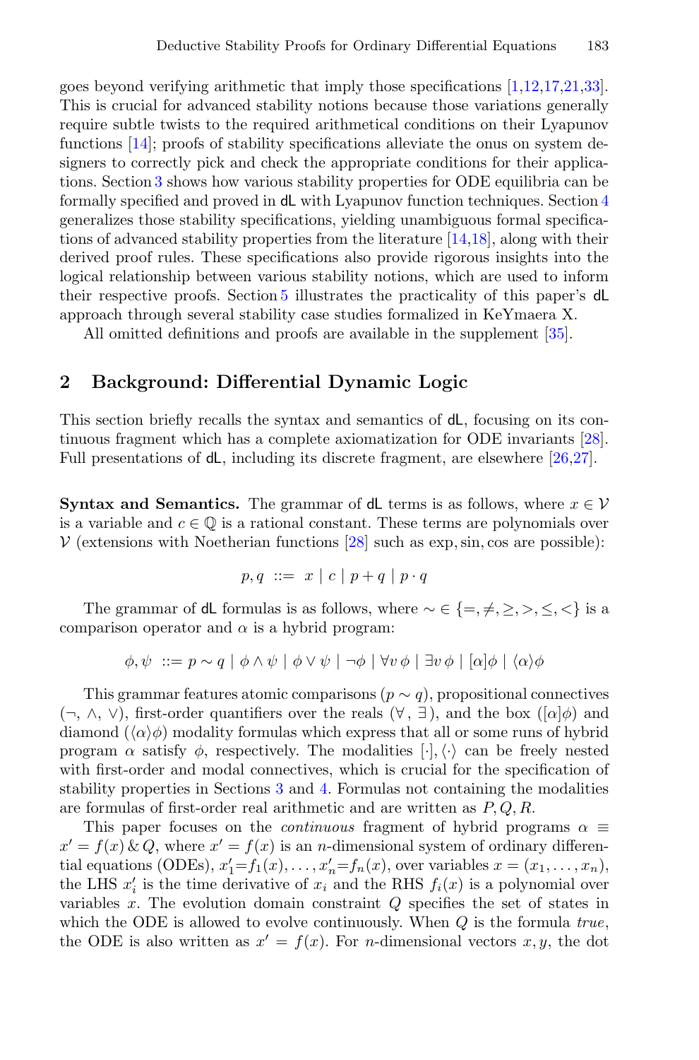goes beyond verifying arithmetic that imply those specifications [1,12,17,21,33]. This is crucial for advanced stability notions because those variations generally require subtle twists to the required arithmetical conditions on their Lyapunov functions [14]; proofs of stability specifications alleviate the onus on system designers to correctly pick and check the appropriate conditions for their applications. Section 3 shows how various stability properties for ODE equilibria can be formally specified and proved in dL with Lyapunov function techniques. Section 4 generalizes those stability specifications, yielding unambiguous formal specifications of advanced stability properties from the literature [14,18], along with their derived proof rules. These specifications also provide rigorous insights into the logical relationship between various stability notions, which are used to inform their respective proofs. Section 5 illustrates the practicality of this paper's dL approach through several stability case studies formalized in KeYmaera X.

All omitted definitions and proofs are available in the supplement [35].

## 2 Background: Differential Dynamic Logic

This section briefly recalls the syntax and semantics of dL, focusing on its continuous fragment which has a complete axiomatization for ODE invariants [28]. Full presentations of dL, including its discrete fragment, are elsewhere [26,27].

**Syntax and Semantics.** The grammar of dL terms is as follows, where $x \in \mathcal{V}$ is a variable and $c \in \mathbb{Q}$ is a rational constant. These terms are polynomials over $\mathcal{V}$ (extensions with Noetherian functions [28] such as exp, sin, cos are possible):

$$p, q \ ::= \ x \mid c \mid p + q \mid p \cdot q$$

The grammar of dL formulas is as follows, where $\sim \in \{=, \neq, \geq, >, \leq, <\}$ is a comparison operator and $\alpha$ is a hybrid program:

$$\phi, \psi \ ::= p \sim q \mid \phi \land \psi \mid \phi \lor \psi \mid \neg \phi \mid \forall v \, \phi \mid \exists v \, \phi \mid [\alpha]\phi \mid \langle \alpha \rangle \phi$$

This grammar features atomic comparisons ($p \sim q$), propositional connectives ($\neg$, $\land$, $\lor$), first-order quantifiers over the reals ($\forall$, $\exists$), and the box ($[\alpha]\phi$) and diamond ($\langle \alpha \rangle \phi$) modality formulas which express that all or some runs of hybrid program $\alpha$ satisfy $\phi$, respectively. The modalities $[\cdot], \langle \cdot \rangle$ can be freely nested with first-order and modal connectives, which is crucial for the specification of stability properties in Sections 3 and 4. Formulas not containing the modalities are formulas of first-order real arithmetic and are written as $P, Q, R$.

This paper focuses on the *continuous* fragment of hybrid programs $\alpha \equiv x' = f(x) \,\&\, Q$, where $x' = f(x)$ is an $n$-dimensional system of ordinary differential equations (ODEs), $x_1' {=} f_1(x), \ldots, x_n' {=} f_n(x)$, over variables $x = (x_1, \ldots, x_n)$, the LHS $x_i'$ is the time derivative of $x_i$ and the RHS $f_i(x)$ is a polynomial over variables $x$. The evolution domain constraint $Q$ specifies the set of states in which the ODE is allowed to evolve continuously. When $Q$ is the formula *true*, the ODE is also written as $x' = f(x)$. For $n$-dimensional vectors $x, y$, the dot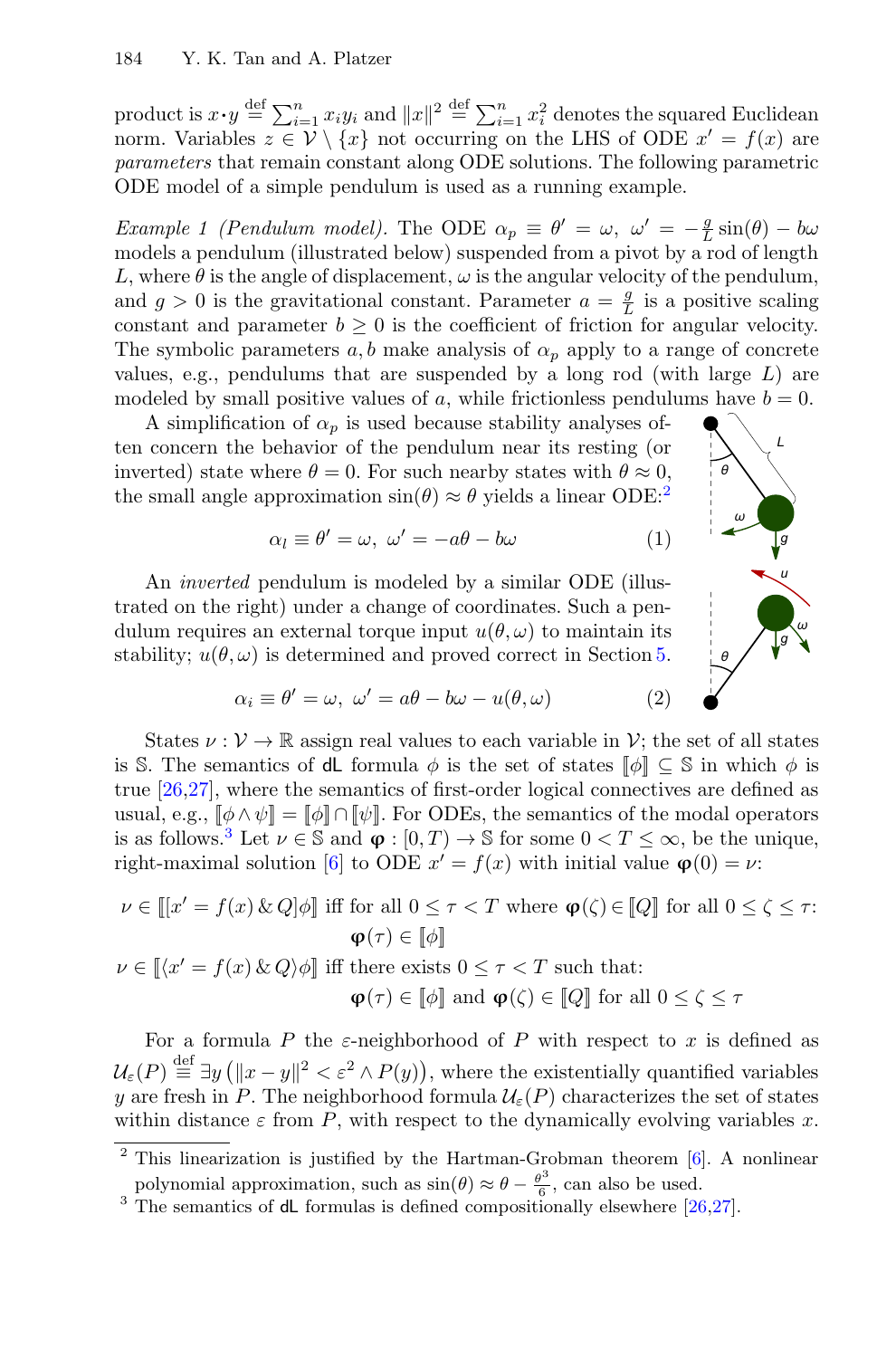product is $x \cdot y \overset{\text{def}}{=} \sum_{i=1}^{n} x_i y_i$ and $\|x\|^2 \overset{\text{def}}{=} \sum_{i=1}^{n} x_i^2$ denotes the squared Euclidean norm. Variables $z \in \mathcal{V} \setminus \{x\}$ not occurring on the LHS of ODE $x' = f(x)$ are *parameters* that remain constant along ODE solutions. The following parametric ODE model of a simple pendulum is used as a running example.

*Example 1 (Pendulum model).* The ODE $\alpha_p \equiv \theta' = \omega,\ \omega' = -\frac{g}{L}\sin(\theta) - b\omega$ models a pendulum (illustrated below) suspended from a pivot by a rod of length $L$, where $\theta$ is the angle of displacement, $\omega$ is the angular velocity of the pendulum, and $g > 0$ is the gravitational constant. Parameter $a = \frac{g}{L}$ is a positive scaling constant and parameter $b \geq 0$ is the coefficient of friction for angular velocity. The symbolic parameters $a, b$ make analysis of $\alpha_p$ apply to a range of concrete values, e.g., pendulums that are suspended by a long rod (with large $L$) are modeled by small positive values of $a$, while frictionless pendulums have $b = 0$.

A simplification of $\alpha_p$ is used because stability analyses often concern the behavior of the pendulum near its resting (or inverted) state where $\theta = 0$. For such nearby states with $\theta \approx 0$, the small angle approximation $\sin(\theta) \approx \theta$ yields a linear ODE:[2]

$$\alpha_l \equiv \theta' = \omega,\ \omega' = -a\theta - b\omega \tag{1}$$

An *inverted* pendulum is modeled by a similar ODE (illustrated on the right) under a change of coordinates. Such a pendulum requires an external torque input $u(\theta, \omega)$ to maintain its stability; $u(\theta, \omega)$ is determined and proved correct in Section 5.

$$\alpha_i \equiv \theta' = \omega,\ \omega' = a\theta - b\omega - u(\theta, \omega) \tag{2}$$

States $\nu : \mathcal{V} \to \mathbb{R}$ assign real values to each variable in $\mathcal{V}$; the set of all states is $\mathbb{S}$. The semantics of dL formula $\phi$ is the set of states $[\![\phi]\!] \subseteq \mathbb{S}$ in which $\phi$ is true [26,27], where the semantics of first-order logical connectives are defined as usual, e.g., $[\![\phi \land \psi]\!] = [\![\phi]\!] \cap [\![\psi]\!]$. For ODEs, the semantics of the modal operators is as follows.[3] Let $\nu \in \mathbb{S}$ and $\boldsymbol{\varphi} : [0, T) \to \mathbb{S}$ for some $0 < T \leq \infty$, be the unique, right-maximal solution [6] to ODE $x' = f(x)$ with initial value $\boldsymbol{\varphi}(0) = \nu$:

$$\nu \in [\![[x' = f(x) \,\&\, Q]\phi]\!] \text{ iff for all } 0 \leq \tau < T \text{ where } \boldsymbol{\varphi}(\zeta) \in [\![Q]\!] \text{ for all } 0 \leq \zeta \leq \tau\text{: } \boldsymbol{\varphi}(\tau) \in [\![\phi]\!]$$

$$\nu \in [\![\langle x' = f(x) \,\&\, Q\rangle\phi]\!] \text{ iff there exists } 0 \leq \tau < T \text{ such that: } \boldsymbol{\varphi}(\tau) \in [\![\phi]\!] \text{ and } \boldsymbol{\varphi}(\zeta) \in [\![Q]\!] \text{ for all } 0 \leq \zeta \leq \tau$$

For a formula $P$ the $\varepsilon$-neighborhood of $P$ with respect to $x$ is defined as $\mathcal{U}_\varepsilon(P) \overset{\text{def}}{\equiv} \exists y \left(\|x - y\|^2 < \varepsilon^2 \land P(y)\right)$, where the existentially quantified variables $y$ are fresh in $P$. The neighborhood formula $\mathcal{U}_\varepsilon(P)$ characterizes the set of states within distance $\varepsilon$ from $P$, with respect to the dynamically evolving variables $x$.

---

[2] This linearization is justified by the Hartman-Grobman theorem [6]. A nonlinear polynomial approximation, such as $\sin(\theta) \approx \theta - \frac{\theta^3}{6}$, can also be used.

[3] The semantics of dL formulas is defined compositionally elsewhere [26,27].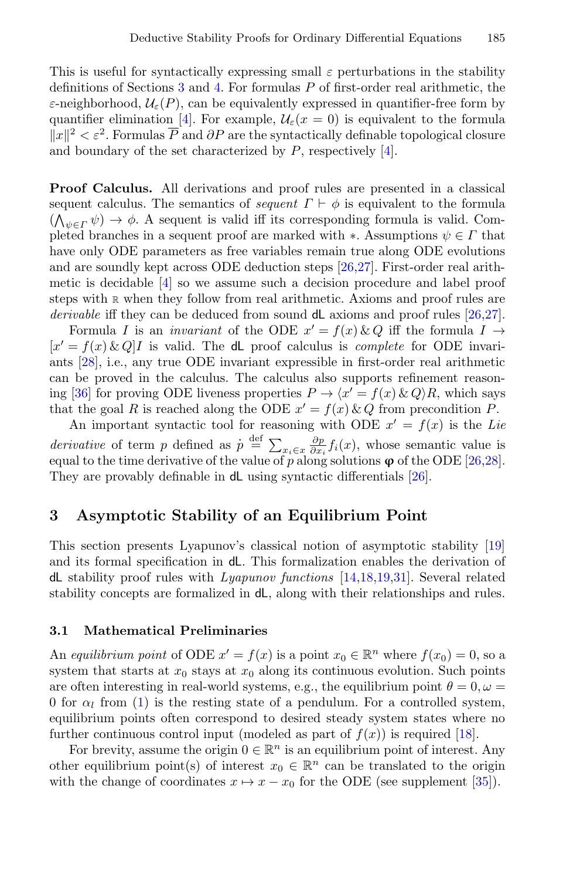This is useful for syntactically expressing small $\varepsilon$ perturbations in the stability definitions of Sections 3 and 4. For formulas $P$ of first-order real arithmetic, the $\varepsilon$-neighborhood, $\mathcal{U}_\varepsilon(P)$, can be equivalently expressed in quantifier-free form by quantifier elimination [4]. For example, $\mathcal{U}_\varepsilon(x = 0)$ is equivalent to the formula $\|x\|^2 < \varepsilon^2$. Formulas $\overline{P}$ and $\partial P$ are the syntactically definable topological closure and boundary of the set characterized by $P$, respectively [4].

**Proof Calculus.** All derivations and proof rules are presented in a classical sequent calculus. The semantics of *sequent* $\Gamma \vdash \phi$ is equivalent to the formula $(\bigwedge_{\psi \in \Gamma} \psi) \to \phi$. A sequent is valid iff its corresponding formula is valid. Completed branches in a sequent proof are marked with $*$. Assumptions $\psi \in \Gamma$ that have only ODE parameters as free variables remain true along ODE evolutions and are soundly kept across ODE deduction steps [26,27]. First-order real arithmetic is decidable [4] so we assume such a decision procedure and label proof steps with $\mathbb{R}$ when they follow from real arithmetic. Axioms and proof rules are *derivable* iff they can be deduced from sound dL axioms and proof rules [26,27].

Formula $I$ is an *invariant* of the ODE $x' = f(x) \,\&\, Q$ iff the formula $I \to [x' = f(x) \,\&\, Q]I$ is valid. The dL proof calculus is *complete* for ODE invariants [28], i.e., any true ODE invariant expressible in first-order real arithmetic can be proved in the calculus. The calculus also supports refinement reasoning [36] for proving ODE liveness properties $P \to \langle x' = f(x) \,\&\, Q \rangle R$, which says that the goal $R$ is reached along the ODE $x' = f(x) \,\&\, Q$ from precondition $P$.

An important syntactic tool for reasoning with ODE $x' = f(x)$ is the *Lie derivative* of term $p$ defined as $\dot{p} \overset{\text{def}}{=} \sum_{x_i \in x} \frac{\partial p}{\partial x_i} f_i(x)$, whose semantic value is equal to the time derivative of the value of $p$ along solutions $\boldsymbol{\varphi}$ of the ODE [26,28]. They are provably definable in dL using syntactic differentials [26].

## 3 Asymptotic Stability of an Equilibrium Point

This section presents Lyapunov's classical notion of asymptotic stability [19] and its formal specification in dL. This formalization enables the derivation of dL stability proof rules with *Lyapunov functions* [14,18,19,31]. Several related stability concepts are formalized in dL, along with their relationships and rules.

### 3.1 Mathematical Preliminaries

An *equilibrium point* of ODE $x' = f(x)$ is a point $x_0 \in \mathbb{R}^n$ where $f(x_0) = 0$, so a system that starts at $x_0$ stays at $x_0$ along its continuous evolution. Such points are often interesting in real-world systems, e.g., the equilibrium point $\theta = 0, \omega = 0$ for $\alpha_l$ from (1) is the resting state of a pendulum. For a controlled system, equilibrium points often correspond to desired steady system states where no further continuous control input (modeled as part of $f(x)$) is required [18].

For brevity, assume the origin $0 \in \mathbb{R}^n$ is an equilibrium point of interest. Any other equilibrium point(s) of interest $x_0 \in \mathbb{R}^n$ can be translated to the origin with the change of coordinates $x \mapsto x - x_0$ for the ODE (see supplement [35]).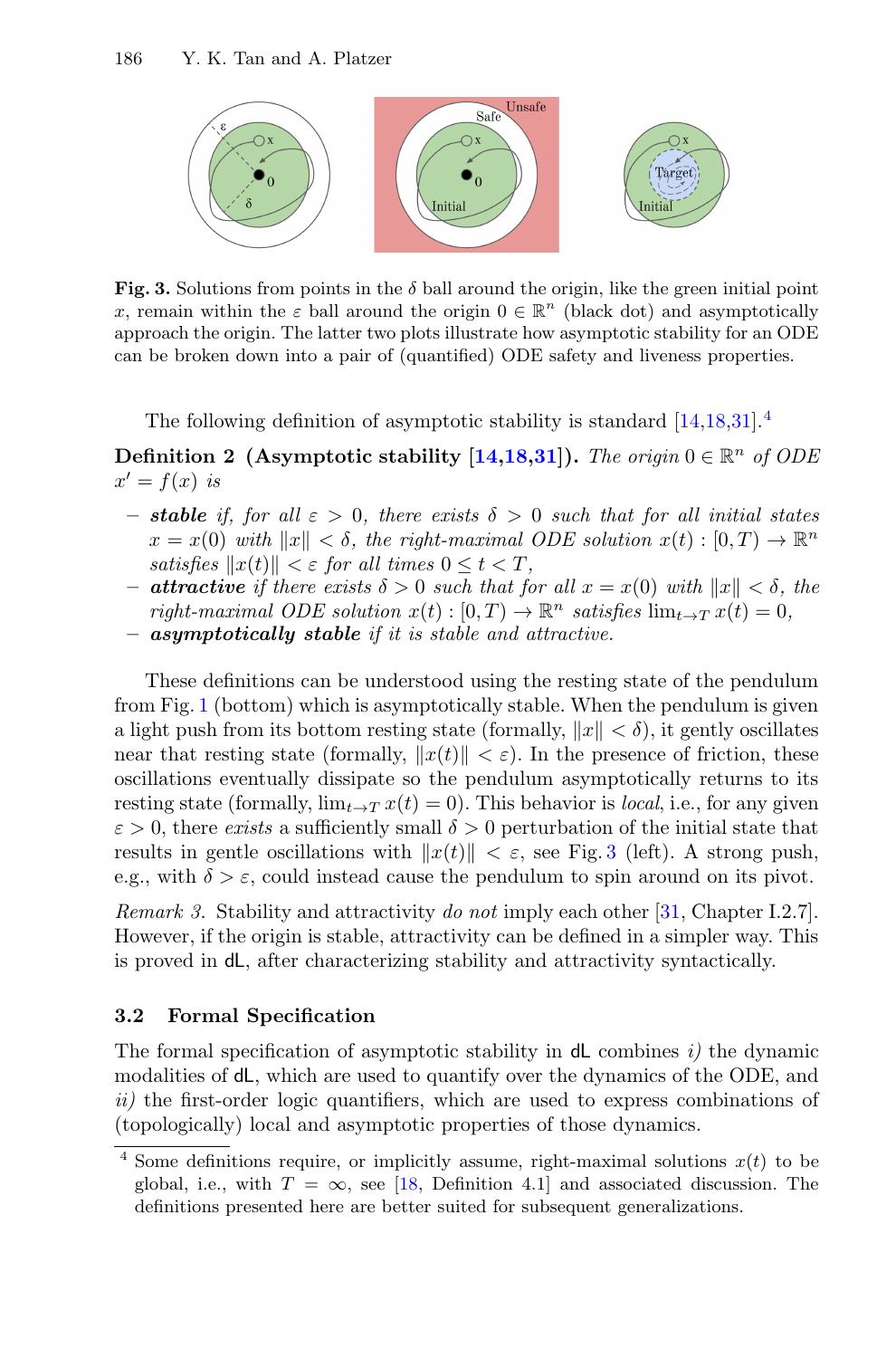**Fig. 3.** Solutions from points in the $\delta$ ball around the origin, like the green initial point $x$, remain within the $\varepsilon$ ball around the origin $0 \in \mathbb{R}^n$ (black dot) and asymptotically approach the origin. The latter two plots illustrate how asymptotic stability for an ODE can be broken down into a pair of (quantified) ODE safety and liveness properties.

The following definition of asymptotic stability is standard [14,18,31].[4]

**Definition 2 (Asymptotic stability [14,18,31]).** *The origin $0 \in \mathbb{R}^n$ of ODE $x' = f(x)$ is*

- ***stable*** *if, for all $\varepsilon > 0$, there exists $\delta > 0$ such that for all initial states $x = x(0)$ with $\|x\| < \delta$, the right-maximal ODE solution $x(t) : [0, T) \to \mathbb{R}^n$ satisfies $\|x(t)\| < \varepsilon$ for all times $0 \le t < T$,*
- ***attractive*** *if there exists $\delta > 0$ such that for all $x = x(0)$ with $\|x\| < \delta$, the right-maximal ODE solution $x(t) : [0, T) \to \mathbb{R}^n$ satisfies $\lim_{t \to T} x(t) = 0$,*
- ***asymptotically stable*** *if it is stable and attractive.*

These definitions can be understood using the resting state of the pendulum from Fig. 1 (bottom) which is asymptotically stable. When the pendulum is given a light push from its bottom resting state (formally, $\|x\| < \delta$), it gently oscillates near that resting state (formally, $\|x(t)\| < \varepsilon$). In the presence of friction, these oscillations eventually dissipate so the pendulum asymptotically returns to its resting state (formally, $\lim_{t \to T} x(t) = 0$). This behavior is *local*, i.e., for any given $\varepsilon > 0$, there *exists* a sufficiently small $\delta > 0$ perturbation of the initial state that results in gentle oscillations with $\|x(t)\| < \varepsilon$, see Fig. 3 (left). A strong push, e.g., with $\delta > \varepsilon$, could instead cause the pendulum to spin around on its pivot.

*Remark 3.* Stability and attractivity *do not* imply each other [31, Chapter I.2.7]. However, if the origin is stable, attractivity can be defined in a simpler way. This is proved in dL, after characterizing stability and attractivity syntactically.

### 3.2 Formal Specification

The formal specification of asymptotic stability in dL combines *i)* the dynamic modalities of dL, which are used to quantify over the dynamics of the ODE, and *ii)* the first-order logic quantifiers, which are used to express combinations of (topologically) local and asymptotic properties of those dynamics.

[4] Some definitions require, or implicitly assume, right-maximal solutions $x(t)$ to be global, i.e., with $T = \infty$, see [18, Definition 4.1] and associated discussion. The definitions presented here are better suited for subsequent generalizations.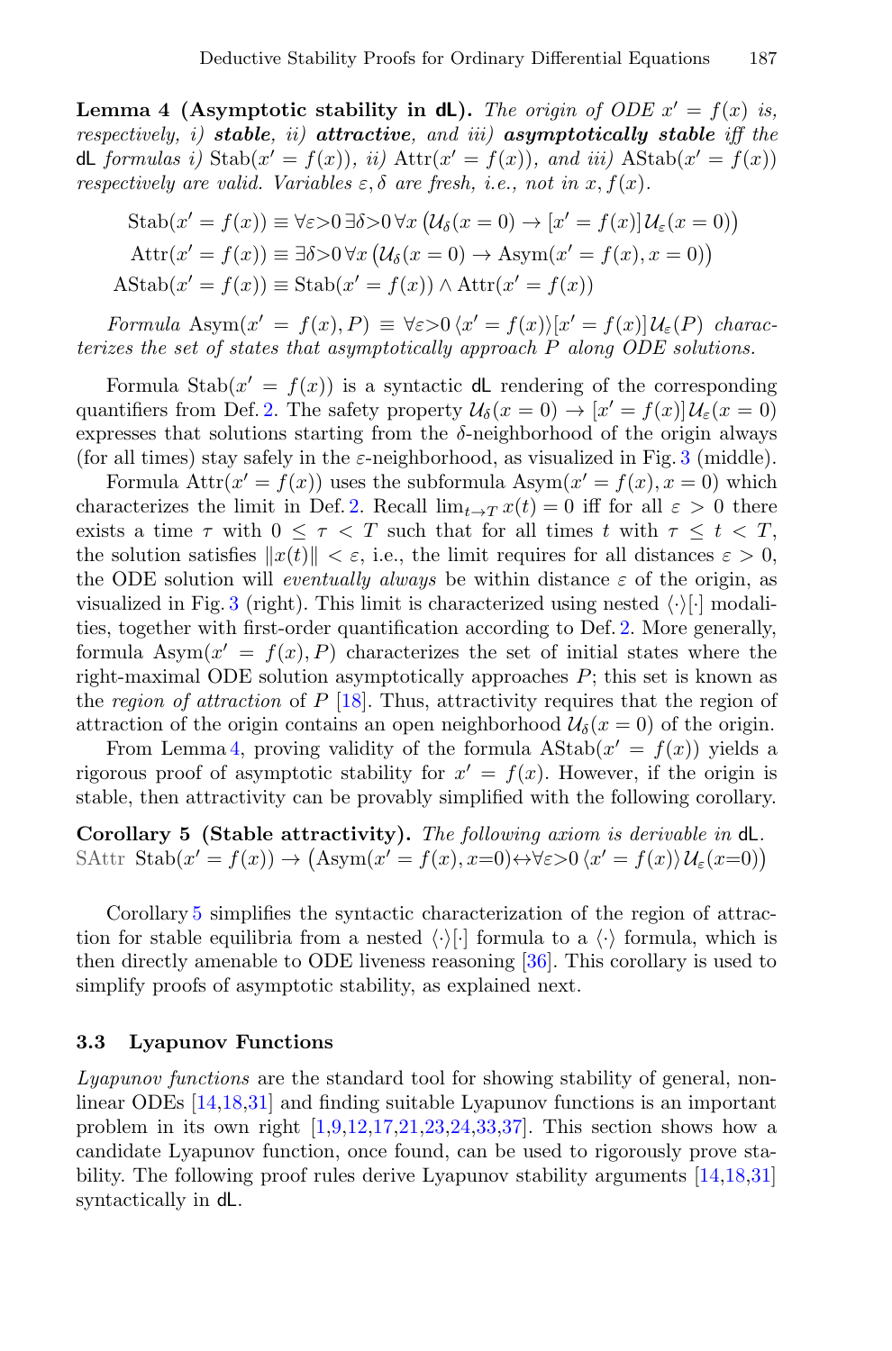**Lemma 4 (Asymptotic stability in dL).** *The origin of ODE $x' = f(x)$ is, respectively, i)* ***stable****, ii)* ***attractive****, and iii)* ***asymptotically stable*** *iff the* dL *formulas i)* $\text{Stab}(x' = f(x))$*, ii)* $\text{Attr}(x' = f(x))$*, and iii)* $\text{AStab}(x' = f(x))$ *respectively are valid. Variables $\varepsilon, \delta$ are fresh, i.e., not in $x, f(x)$.*

$$\text{Stab}(x' = f(x)) \equiv \forall \varepsilon{>}0\, \exists \delta{>}0\, \forall x\, \big(\mathcal{U}_\delta(x = 0) \rightarrow [x' = f(x)]\, \mathcal{U}_\varepsilon(x = 0)\big)$$

$$\text{Attr}(x' = f(x)) \equiv \exists \delta{>}0\, \forall x\, \big(\mathcal{U}_\delta(x = 0) \rightarrow \text{Asym}(x' = f(x), x = 0)\big)$$

$$\text{AStab}(x' = f(x)) \equiv \text{Stab}(x' = f(x)) \wedge \text{Attr}(x' = f(x))$$

*Formula* $\text{Asym}(x' = f(x), P) \equiv \forall \varepsilon{>}0\, \langle x' = f(x)\rangle [x' = f(x)]\, \mathcal{U}_\varepsilon(P)$ *characterizes the set of states that asymptotically approach $P$ along ODE solutions.*

Formula $\text{Stab}(x' = f(x))$ is a syntactic dL rendering of the corresponding quantifiers from Def. 2. The safety property $\mathcal{U}_\delta(x = 0) \rightarrow [x' = f(x)]\, \mathcal{U}_\varepsilon(x = 0)$ expresses that solutions starting from the $\delta$-neighborhood of the origin always (for all times) stay safely in the $\varepsilon$-neighborhood, as visualized in Fig. 3 (middle).

Formula $\text{Attr}(x' = f(x))$ uses the subformula $\text{Asym}(x' = f(x), x = 0)$ which characterizes the limit in Def. 2. Recall $\lim_{t \to T} x(t) = 0$ iff for all $\varepsilon > 0$ there exists a time $\tau$ with $0 \le \tau < T$ such that for all times $t$ with $\tau \le t < T$, the solution satisfies $\|x(t)\| < \varepsilon$, i.e., the limit requires for all distances $\varepsilon > 0$, the ODE solution will *eventually always* be within distance $\varepsilon$ of the origin, as visualized in Fig. 3 (right). This limit is characterized using nested $\langle\cdot\rangle[\cdot]$ modalities, together with first-order quantification according to Def. 2. More generally, formula $\text{Asym}(x' = f(x), P)$ characterizes the set of initial states where the right-maximal ODE solution asymptotically approaches $P$; this set is known as the *region of attraction* of $P$ [18]. Thus, attractivity requires that the region of attraction of the origin contains an open neighborhood $\mathcal{U}_\delta(x = 0)$ of the origin.

From Lemma 4, proving validity of the formula $\text{AStab}(x' = f(x))$ yields a rigorous proof of asymptotic stability for $x' = f(x)$. However, if the origin is stable, then attractivity can be provably simplified with the following corollary.

**Corollary 5 (Stable attractivity).** *The following axiom is derivable in* dL*.*

SAttr $\text{Stab}(x' = f(x)) \rightarrow \big(\text{Asym}(x' = f(x), x{=}0) \leftrightarrow \forall \varepsilon{>}0\, \langle x' = f(x)\rangle\, \mathcal{U}_\varepsilon(x{=}0)\big)$

Corollary 5 simplifies the syntactic characterization of the region of attraction for stable equilibria from a nested $\langle\cdot\rangle[\cdot]$ formula to a $\langle\cdot\rangle$ formula, which is then directly amenable to ODE liveness reasoning [36]. This corollary is used to simplify proofs of asymptotic stability, as explained next.

### 3.3 Lyapunov Functions

*Lyapunov functions* are the standard tool for showing stability of general, nonlinear ODEs [14,18,31] and finding suitable Lyapunov functions is an important problem in its own right [1,9,12,17,21,23,24,33,37]. This section shows how a candidate Lyapunov function, once found, can be used to rigorously prove stability. The following proof rules derive Lyapunov stability arguments [14,18,31] syntactically in dL.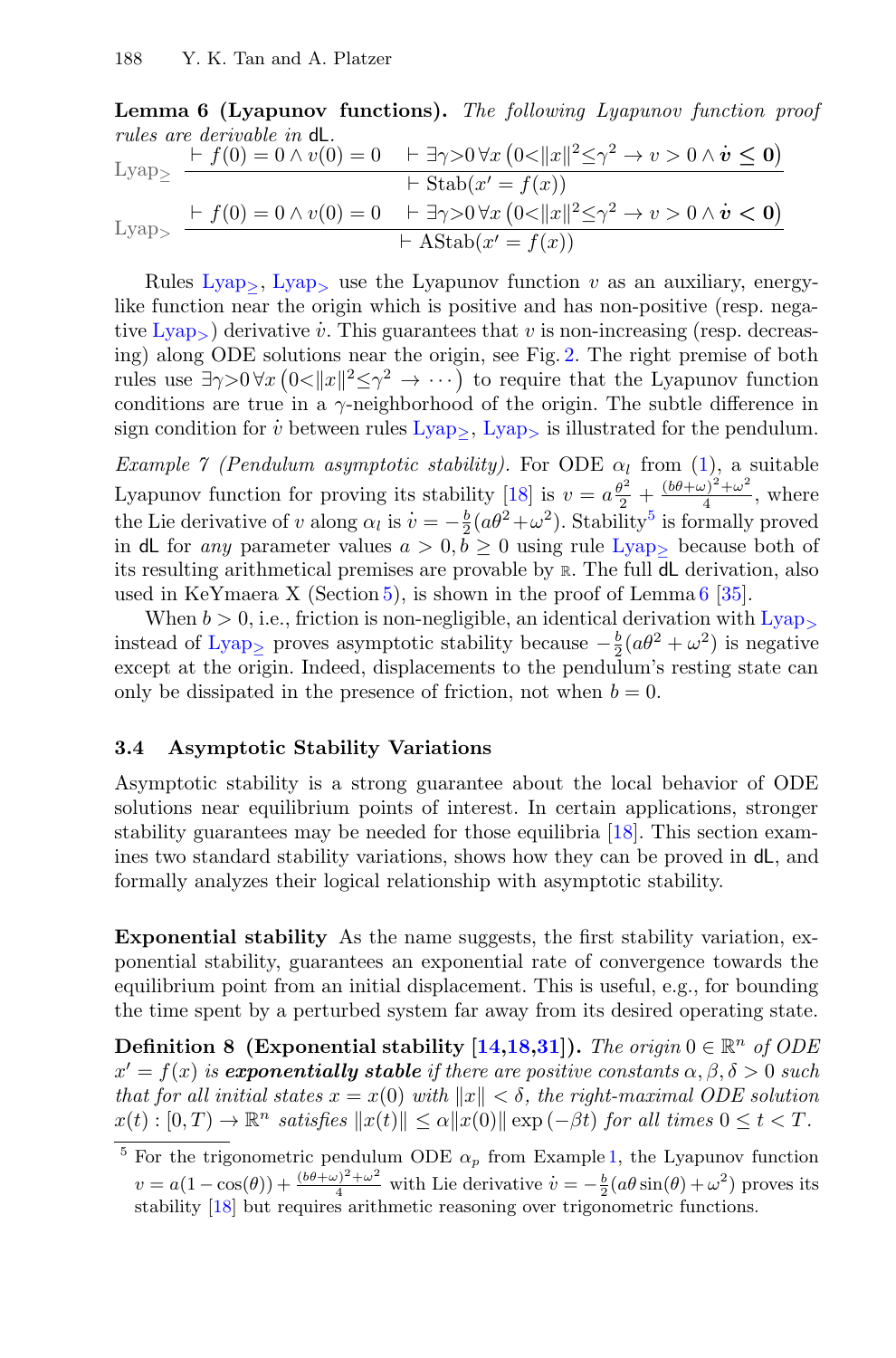**Lemma 6 (Lyapunov functions).** *The following Lyapunov function proof rules are derivable in* dL.

$$\text{Lyap}_{\geq}\ \frac{\vdash f(0) = 0 \land v(0) = 0 \qquad \vdash \exists\gamma{>}0\,\forall x\,\big(0{<}\|x\|^2{\leq}\gamma^2 \rightarrow v > 0 \land \dot{\boldsymbol{v}} \boldsymbol{\leq} \mathbf{0}\big)}{\vdash \text{Stab}(x' = f(x))}$$

$$\text{Lyap}_{>}\ \frac{\vdash f(0) = 0 \land v(0) = 0 \qquad \vdash \exists\gamma{>}0\,\forall x\,\big(0{<}\|x\|^2{\leq}\gamma^2 \rightarrow v > 0 \land \dot{\boldsymbol{v}} \boldsymbol{<} \mathbf{0}\big)}{\vdash \text{AStab}(x' = f(x))}$$

Rules $\text{Lyap}_{\geq}$, $\text{Lyap}_{>}$ use the Lyapunov function $v$ as an auxiliary, energy-like function near the origin which is positive and has non-positive (resp. negative $\text{Lyap}_{>}$) derivative $\dot{v}$. This guarantees that $v$ is non-increasing (resp. decreasing) along ODE solutions near the origin, see Fig. 2. The right premise of both rules use $\exists\gamma{>}0\,\forall x\,\big(0{<}\|x\|^2{\leq}\gamma^2 \rightarrow \cdots\big)$ to require that the Lyapunov function conditions are true in a $\gamma$-neighborhood of the origin. The subtle difference in sign condition for $\dot{v}$ between rules $\text{Lyap}_{\geq}$, $\text{Lyap}_{>}$ is illustrated for the pendulum.

*Example 7 (Pendulum asymptotic stability).* For ODE $\alpha_l$ from (1), a suitable Lyapunov function for proving its stability [18] is $v = a\frac{\theta^2}{2} + \frac{(b\theta+\omega)^2+\omega^2}{4}$, where the Lie derivative of $v$ along $\alpha_l$ is $\dot{v} = -\frac{b}{2}(a\theta^2+\omega^2)$. Stability[5] is formally proved in dL for *any* parameter values $a > 0, b \geq 0$ using rule $\text{Lyap}_{\geq}$ because both of its resulting arithmetical premises are provable by $\mathbb{R}$. The full dL derivation, also used in KeYmaera X (Section 5), is shown in the proof of Lemma 6 [35].

When $b > 0$, i.e., friction is non-negligible, an identical derivation with $\text{Lyap}_{>}$ instead of $\text{Lyap}_{\geq}$ proves asymptotic stability because $-\frac{b}{2}(a\theta^2+\omega^2)$ is negative except at the origin. Indeed, displacements to the pendulum's resting state can only be dissipated in the presence of friction, not when $b = 0$.

### 3.4 Asymptotic Stability Variations

Asymptotic stability is a strong guarantee about the local behavior of ODE solutions near equilibrium points of interest. In certain applications, stronger stability guarantees may be needed for those equilibria [18]. This section examines two standard stability variations, shows how they can be proved in dL, and formally analyzes their logical relationship with asymptotic stability.

**Exponential stability** As the name suggests, the first stability variation, exponential stability, guarantees an exponential rate of convergence towards the equilibrium point from an initial displacement. This is useful, e.g., for bounding the time spent by a perturbed system far away from its desired operating state.

**Definition 8 (Exponential stability [14,18,31]).** *The origin $0 \in \mathbb{R}^n$ of ODE $x' = f(x)$ is **exponentially stable** if there are positive constants $\alpha, \beta, \delta > 0$ such that for all initial states $x = x(0)$ with $\|x\| < \delta$, the right-maximal ODE solution $x(t) : [0, T) \to \mathbb{R}^n$ satisfies $\|x(t)\| \leq \alpha\|x(0)\| \exp(-\beta t)$ for all times $0 \leq t < T$.*

[5] For the trigonometric pendulum ODE $\alpha_p$ from Example 1, the Lyapunov function $v = a(1-\cos(\theta)) + \frac{(b\theta+\omega)^2+\omega^2}{4}$ with Lie derivative $\dot{v} = -\frac{b}{2}(a\theta\sin(\theta) + \omega^2)$ proves its stability [18] but requires arithmetic reasoning over trigonometric functions.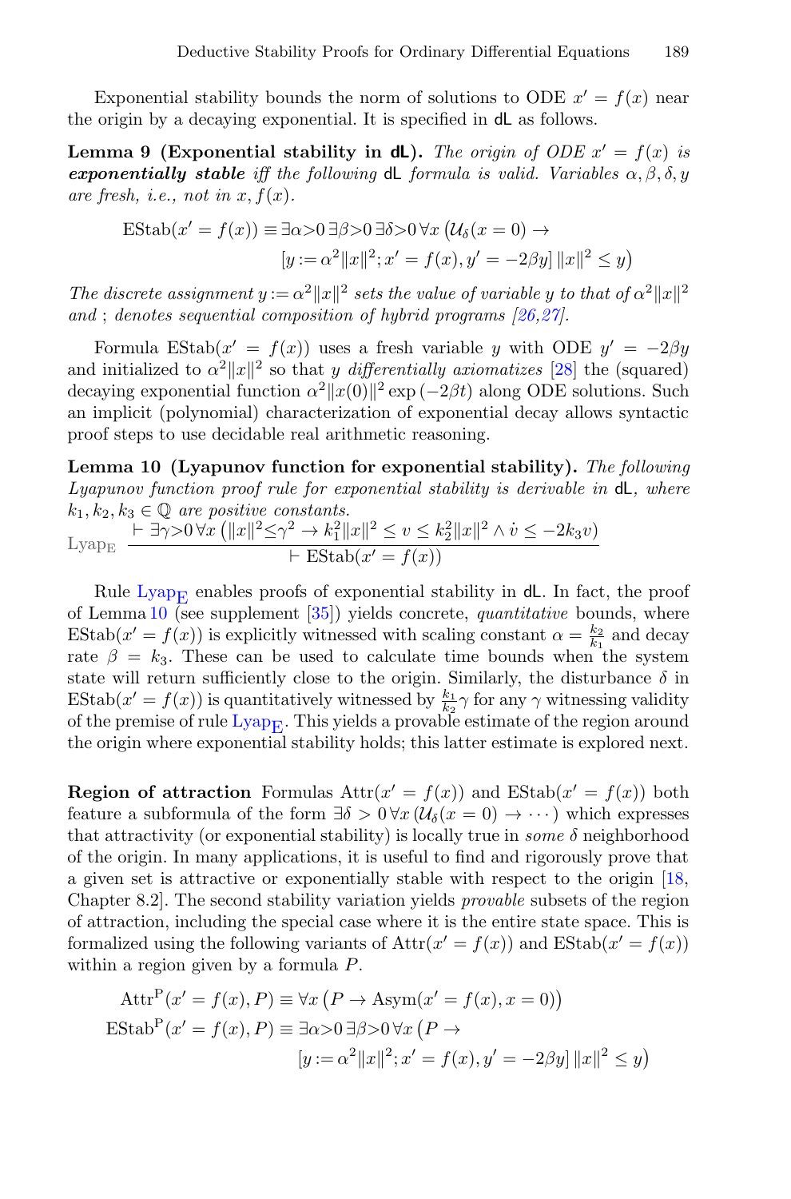Exponential stability bounds the norm of solutions to ODE $x' = f(x)$ near the origin by a decaying exponential. It is specified in dL as follows.

**Lemma 9 (Exponential stability in dL).** *The origin of ODE $x' = f(x)$ is **exponentially stable** iff the following* dL *formula is valid. Variables $\alpha, \beta, \delta, y$ are fresh, i.e., not in $x, f(x)$.*

$$\mathrm{EStab}(x' = f(x)) \equiv \exists \alpha{>}0\, \exists \beta{>}0\, \exists \delta{>}0\, \forall x\, \big(\mathcal{U}_\delta(x = 0) \rightarrow [y := \alpha^2\|x\|^2; x' = f(x), y' = -2\beta y]\, \|x\|^2 \leq y\big)$$

*The discrete assignment $y := \alpha^2\|x\|^2$ sets the value of variable $y$ to that of $\alpha^2\|x\|^2$ and ; denotes sequential composition of hybrid programs [26,27].*

Formula $\mathrm{EStab}(x' = f(x))$ uses a fresh variable $y$ with ODE $y' = -2\beta y$ and initialized to $\alpha^2\|x\|^2$ so that $y$ *differentially axiomatizes* [28] the (squared) decaying exponential function $\alpha^2\|x(0)\|^2 \exp(-2\beta t)$ along ODE solutions. Such an implicit (polynomial) characterization of exponential decay allows syntactic proof steps to use decidable real arithmetic reasoning.

**Lemma 10 (Lyapunov function for exponential stability).** *The following Lyapunov function proof rule for exponential stability is derivable in* dL*, where $k_1, k_2, k_3 \in \mathbb{Q}$ are positive constants.*

$$\mathrm{Lyap_E}\ \frac{\vdash \exists \gamma{>}0\, \forall x\, \big(\|x\|^2 {\leq} \gamma^2 \rightarrow k_1^2\|x\|^2 \leq v \leq k_2^2\|x\|^2 \wedge \dot{v} \leq -2k_3 v\big)}{\vdash \mathrm{EStab}(x' = f(x))}$$

Rule $\mathrm{Lyap_E}$ enables proofs of exponential stability in dL. In fact, the proof of Lemma 10 (see supplement [35]) yields concrete, *quantitative* bounds, where $\mathrm{EStab}(x' = f(x))$ is explicitly witnessed with scaling constant $\alpha = \frac{k_2}{k_1}$ and decay rate $\beta = k_3$. These can be used to calculate time bounds when the system state will return sufficiently close to the origin. Similarly, the disturbance $\delta$ in $\mathrm{EStab}(x' = f(x))$ is quantitatively witnessed by $\frac{k_1}{k_2}\gamma$ for any $\gamma$ witnessing validity of the premise of rule $\mathrm{Lyap_E}$. This yields a provable estimate of the region around the origin where exponential stability holds; this latter estimate is explored next.

**Region of attraction** Formulas $\mathrm{Attr}(x' = f(x))$ and $\mathrm{EStab}(x' = f(x))$ both feature a subformula of the form $\exists \delta > 0\, \forall x\, (\mathcal{U}_\delta(x = 0) \rightarrow \cdots)$ which expresses that attractivity (or exponential stability) is locally true in *some* $\delta$ neighborhood of the origin. In many applications, it is useful to find and rigorously prove that a given set is attractive or exponentially stable with respect to the origin [18, Chapter 8.2]. The second stability variation yields *provable* subsets of the region of attraction, including the special case where it is the entire state space. This is formalized using the following variants of $\mathrm{Attr}(x' = f(x))$ and $\mathrm{EStab}(x' = f(x))$ within a region given by a formula $P$.

$$\mathrm{Attr^P}(x' = f(x), P) \equiv \forall x\, \big(P \rightarrow \mathrm{Asym}(x' = f(x), x = 0)\big)$$

$$\mathrm{EStab^P}(x' = f(x), P) \equiv \exists \alpha{>}0\, \exists \beta{>}0\, \forall x\, \big(P \rightarrow [y := \alpha^2\|x\|^2; x' = f(x), y' = -2\beta y]\, \|x\|^2 \leq y\big)$$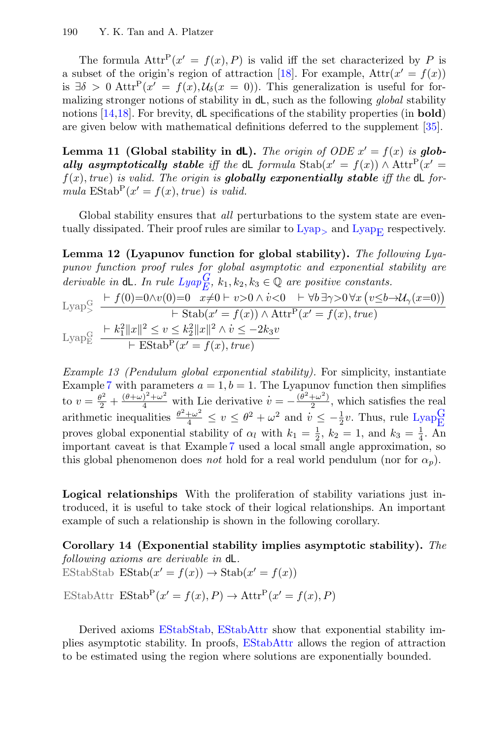The formula $\text{Attr}^{\text{P}}(x' = f(x), P)$ is valid iff the set characterized by $P$ is a subset of the origin's region of attraction [18]. For example, $\text{Attr}(x' = f(x))$ is $\exists \delta > 0\ \text{Attr}^{\text{P}}(x' = f(x), \mathcal{U}_\delta(x = 0))$. This generalization is useful for formalizing stronger notions of stability in dL, such as the following *global* stability notions [14,18]. For brevity, dL specifications of the stability properties (in **bold**) are given below with mathematical definitions deferred to the supplement [35].

**Lemma 11 (Global stability in dL).** *The origin of ODE $x' = f(x)$ is **globally asymptotically stable** iff the dL formula $\text{Stab}(x' = f(x)) \wedge \text{Attr}^{\text{P}}(x' = f(x), true)$ is valid. The origin is **globally exponentially stable** iff the dL formula $\text{EStab}^{\text{P}}(x' = f(x), true)$ is valid.*

Global stability ensures that *all* perturbations to the system state are eventually dissipated. Their proof rules are similar to $\text{Lyap}_>$ and $\text{Lyap}_{\text{E}}$ respectively.

**Lemma 12 (Lyapunov function for global stability).** *The following Lyapunov function proof rules for global asymptotic and exponential stability are derivable in dL. In rule $\text{Lyap}^{\text{G}}_{\text{E}}$, $k_1, k_2, k_3 \in \mathbb{Q}$ are positive constants.*

$$\text{Lyap}^{\text{G}}_{>}\ \frac{\vdash f(0)=0 \wedge v(0)=0 \quad x \neq 0 \vdash v>0 \wedge \dot{v}<0 \quad \vdash \forall b\, \exists \gamma>0\, \forall x\, \big(v \leq b \rightarrow \mathcal{U}_\gamma(x=0)\big)}{\vdash \text{Stab}(x' = f(x)) \wedge \text{Attr}^{\text{P}}(x' = f(x), true)}$$

$$\text{Lyap}^{\text{G}}_{\text{E}}\ \frac{\vdash k_1^2\|x\|^2 \leq v \leq k_2^2\|x\|^2 \wedge \dot{v} \leq -2k_3 v}{\vdash \text{EStab}^{\text{P}}(x' = f(x), true)}$$

*Example 13 (Pendulum global exponential stability).* For simplicity, instantiate Example 7 with parameters $a = 1, b = 1$. The Lyapunov function then simplifies to $v = \frac{\theta^2}{2} + \frac{(\theta+\omega)^2+\omega^2}{4}$ with Lie derivative $\dot{v} = -\frac{(\theta^2+\omega^2)}{2}$, which satisfies the real arithmetic inequalities $\frac{\theta^2+\omega^2}{4} \leq v \leq \theta^2 + \omega^2$ and $\dot{v} \leq -\frac{1}{2}v$. Thus, rule $\text{Lyap}^{\text{G}}_{\text{E}}$ proves global exponential stability of $\alpha_l$ with $k_1 = \frac{1}{2}$, $k_2 = 1$, and $k_3 = \frac{1}{4}$. An important caveat is that Example 7 used a local small angle approximation, so this global phenomenon does *not* hold for a real world pendulum (nor for $\alpha_p$).

**Logical relationships** With the proliferation of stability variations just introduced, it is useful to take stock of their logical relationships. An important example of such a relationship is shown in the following corollary.

**Corollary 14 (Exponential stability implies asymptotic stability).** *The following axioms are derivable in dL.*

EStabStab $\text{EStab}(x' = f(x)) \rightarrow \text{Stab}(x' = f(x))$

EStabAttr $\text{EStab}^{\text{P}}(x' = f(x), P) \rightarrow \text{Attr}^{\text{P}}(x' = f(x), P)$

Derived axioms EStabStab, EStabAttr show that exponential stability implies asymptotic stability. In proofs, EStabAttr allows the region of attraction to be estimated using the region where solutions are exponentially bounded.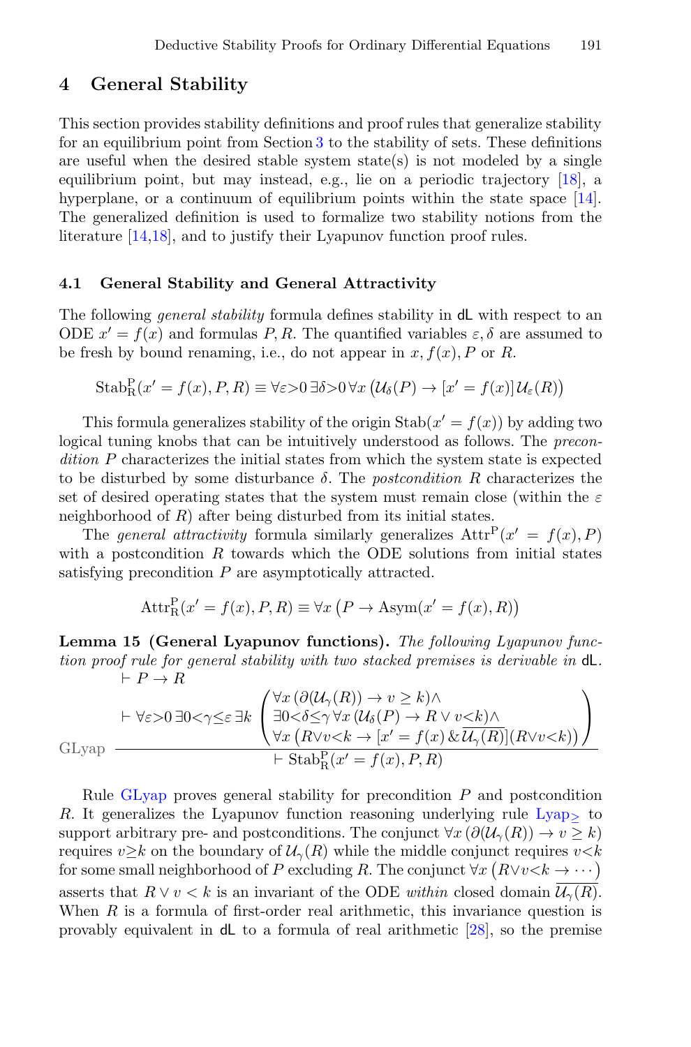## 4 General Stability

This section provides stability definitions and proof rules that generalize stability for an equilibrium point from Section 3 to the stability of sets. These definitions are useful when the desired stable system state(s) is not modeled by a single equilibrium point, but may instead, e.g., lie on a periodic trajectory [18], a hyperplane, or a continuum of equilibrium points within the state space [14]. The generalized definition is used to formalize two stability notions from the literature [14,18], and to justify their Lyapunov function proof rules.

### 4.1 General Stability and General Attractivity

The following *general stability* formula defines stability in dL with respect to an ODE $x' = f(x)$ and formulas $P, R$. The quantified variables $\varepsilon, \delta$ are assumed to be fresh by bound renaming, i.e., do not appear in $x, f(x), P$ or $R$.

$$\mathrm{Stab}^{\mathrm{P}}_{\mathrm{R}}(x' = f(x), P, R) \equiv \forall \varepsilon{>}0\, \exists \delta{>}0\, \forall x\, \big(\mathcal{U}_\delta(P) \rightarrow [x' = f(x)]\,\mathcal{U}_\varepsilon(R)\big)$$

This formula generalizes stability of the origin $\mathrm{Stab}(x' = f(x))$ by adding two logical tuning knobs that can be intuitively understood as follows. The *precondition* $P$ characterizes the initial states from which the system state is expected to be disturbed by some disturbance $\delta$. The *postcondition* $R$ characterizes the set of desired operating states that the system must remain close (within the $\varepsilon$ neighborhood of $R$) after being disturbed from its initial states.

The *general attractivity* formula similarly generalizes $\mathrm{Attr}^{\mathrm{P}}(x' = f(x), P)$ with a postcondition $R$ towards which the ODE solutions from initial states satisfying precondition $P$ are asymptotically attracted.

$$\mathrm{Attr}^{\mathrm{P}}_{\mathrm{R}}(x' = f(x), P, R) \equiv \forall x\, \big(P \rightarrow \mathrm{Asym}(x' = f(x), R)\big)$$

**Lemma 15 (General Lyapunov functions).** *The following Lyapunov function proof rule for general stability with two stacked premises is derivable in* dL.

$$\text{GLyap}\ \dfrac{\begin{array}{l}\vdash P \rightarrow R \\ \vdash \forall \varepsilon{>}0\, \exists 0{<}\gamma{\le}\varepsilon\, \exists k \begin{pmatrix} \forall x\, (\partial(\mathcal{U}_\gamma(R)) \rightarrow v \ge k) \wedge \\ \exists 0{<}\delta{\le}\gamma\, \forall x\, (\mathcal{U}_\delta(P) \rightarrow R \vee v{<}k) \wedge \\ \forall x\, \big(R {\vee} v{<}k \rightarrow [x' = f(x)\, \&\, \overline{\mathcal{U}_\gamma(R)}](R {\vee} v{<}k)\big) \end{pmatrix}\end{array}}{\vdash \mathrm{Stab}^{\mathrm{P}}_{\mathrm{R}}(x' = f(x), P, R)}$$

Rule GLyap proves general stability for precondition $P$ and postcondition $R$. It generalizes the Lyapunov function reasoning underlying rule $\mathrm{Lyap}_{\ge}$ to support arbitrary pre- and postconditions. The conjunct $\forall x\, (\partial(\mathcal{U}_\gamma(R)) \rightarrow v \ge k)$ requires $v{\ge}k$ on the boundary of $\mathcal{U}_\gamma(R)$ while the middle conjunct requires $v{<}k$ for some small neighborhood of $P$ excluding $R$. The conjunct $\forall x\, \big(R {\vee} v{<}k \rightarrow \cdots\big)$ asserts that $R \vee v < k$ is an invariant of the ODE *within* closed domain $\overline{\mathcal{U}_\gamma(R)}$. When $R$ is a formula of first-order real arithmetic, this invariance question is provably equivalent in dL to a formula of real arithmetic [28], so the premise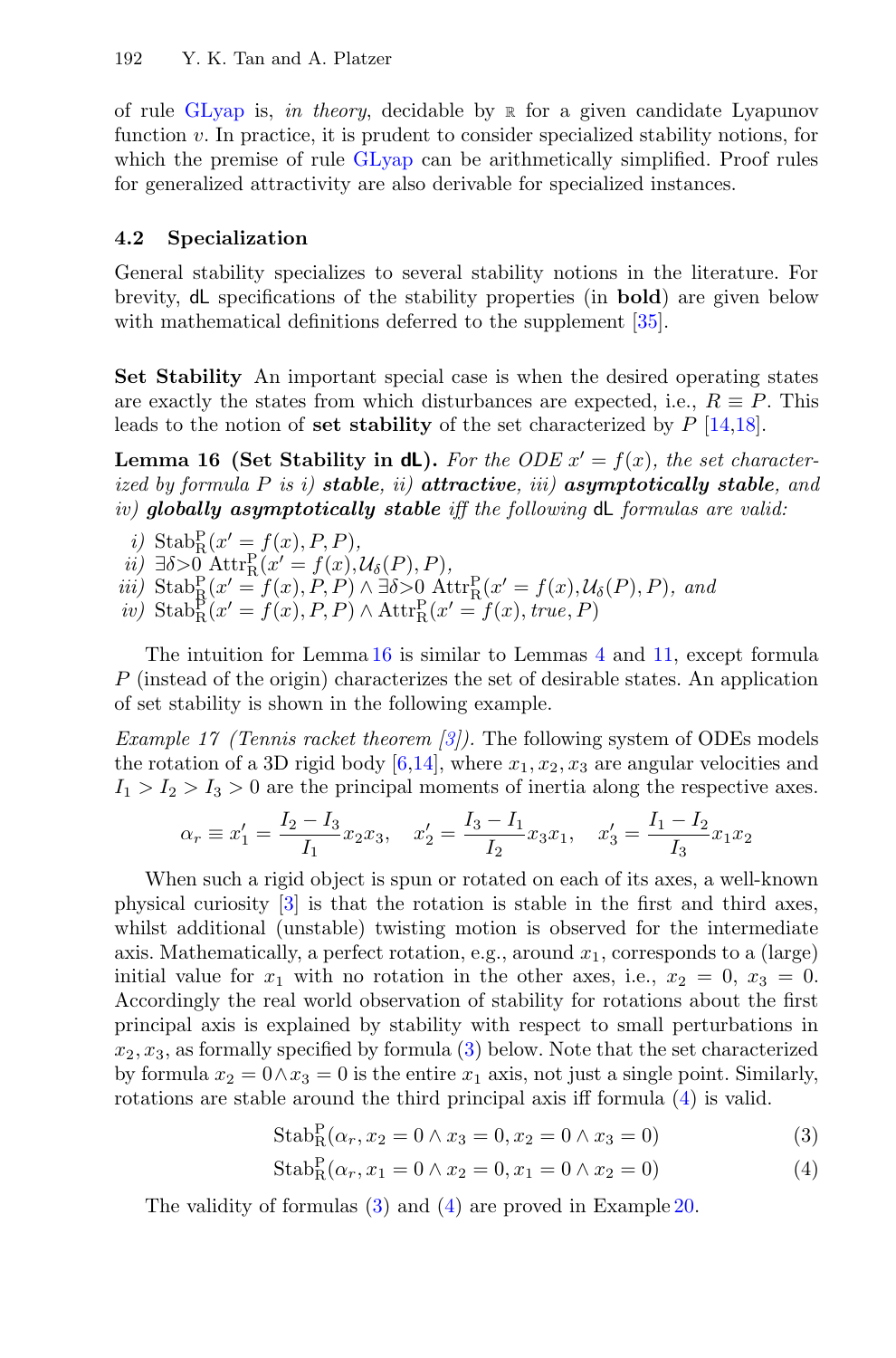of rule GLyap is, *in theory*, decidable by $\mathbb{R}$ for a given candidate Lyapunov function $v$. In practice, it is prudent to consider specialized stability notions, for which the premise of rule GLyap can be arithmetically simplified. Proof rules for generalized attractivity are also derivable for specialized instances.

### 4.2 Specialization

General stability specializes to several stability notions in the literature. For brevity, dL specifications of the stability properties (in **bold**) are given below with mathematical definitions deferred to the supplement [35].

**Set Stability** An important special case is when the desired operating states are exactly the states from which disturbances are expected, i.e., $R \equiv P$. This leads to the notion of **set stability** of the set characterized by $P$ [14,18].

**Lemma 16 (Set Stability in dL).** *For the ODE $x' = f(x)$, the set characterized by formula $P$ is i)* ***stable****, ii)* ***attractive****, iii)* ***asymptotically stable****, and iv)* ***globally asymptotically stable*** *iff the following* dL *formulas are valid:*

*i)* $\mathrm{Stab}_{\mathrm{R}}^{\mathrm{P}}(x' = f(x), P, P)$,
*ii)* $\exists \delta{>}0\ \mathrm{Attr}_{\mathrm{R}}^{\mathrm{P}}(x' = f(x), \mathcal{U}_\delta(P), P)$,
*iii)* $\mathrm{Stab}_{\mathrm{R}}^{\mathrm{P}}(x' = f(x), P, P) \land \exists \delta{>}0\ \mathrm{Attr}_{\mathrm{R}}^{\mathrm{P}}(x' = f(x), \mathcal{U}_\delta(P), P)$*, and*
*iv)* $\mathrm{Stab}_{\mathrm{R}}^{\mathrm{P}}(x' = f(x), P, P) \land \mathrm{Attr}_{\mathrm{R}}^{\mathrm{P}}(x' = f(x), true, P)$

The intuition for Lemma 16 is similar to Lemmas 4 and 11, except formula $P$ (instead of the origin) characterizes the set of desirable states. An application of set stability is shown in the following example.

*Example 17 (Tennis racket theorem [3]).* The following system of ODEs models the rotation of a 3D rigid body [6,14], where $x_1, x_2, x_3$ are angular velocities and $I_1 > I_2 > I_3 > 0$ are the principal moments of inertia along the respective axes.

$$\alpha_r \equiv x_1' = \frac{I_2 - I_3}{I_1} x_2 x_3, \quad x_2' = \frac{I_3 - I_1}{I_2} x_3 x_1, \quad x_3' = \frac{I_1 - I_2}{I_3} x_1 x_2$$

When such a rigid object is spun or rotated on each of its axes, a well-known physical curiosity [3] is that the rotation is stable in the first and third axes, whilst additional (unstable) twisting motion is observed for the intermediate axis. Mathematically, a perfect rotation, e.g., around $x_1$, corresponds to a (large) initial value for $x_1$ with no rotation in the other axes, i.e., $x_2 = 0$, $x_3 = 0$. Accordingly the real world observation of stability for rotations about the first principal axis is explained by stability with respect to small perturbations in $x_2, x_3$, as formally specified by formula (3) below. Note that the set characterized by formula $x_2 = 0 \land x_3 = 0$ is the entire $x_1$ axis, not just a single point. Similarly, rotations are stable around the third principal axis iff formula (4) is valid.

$$\mathrm{Stab}_{\mathrm{R}}^{\mathrm{P}}(\alpha_r, x_2 = 0 \land x_3 = 0, x_2 = 0 \land x_3 = 0) \tag{3}$$

$$\mathrm{Stab}_{\mathrm{R}}^{\mathrm{P}}(\alpha_r, x_1 = 0 \land x_2 = 0, x_1 = 0 \land x_2 = 0) \tag{4}$$

The validity of formulas (3) and (4) are proved in Example 20.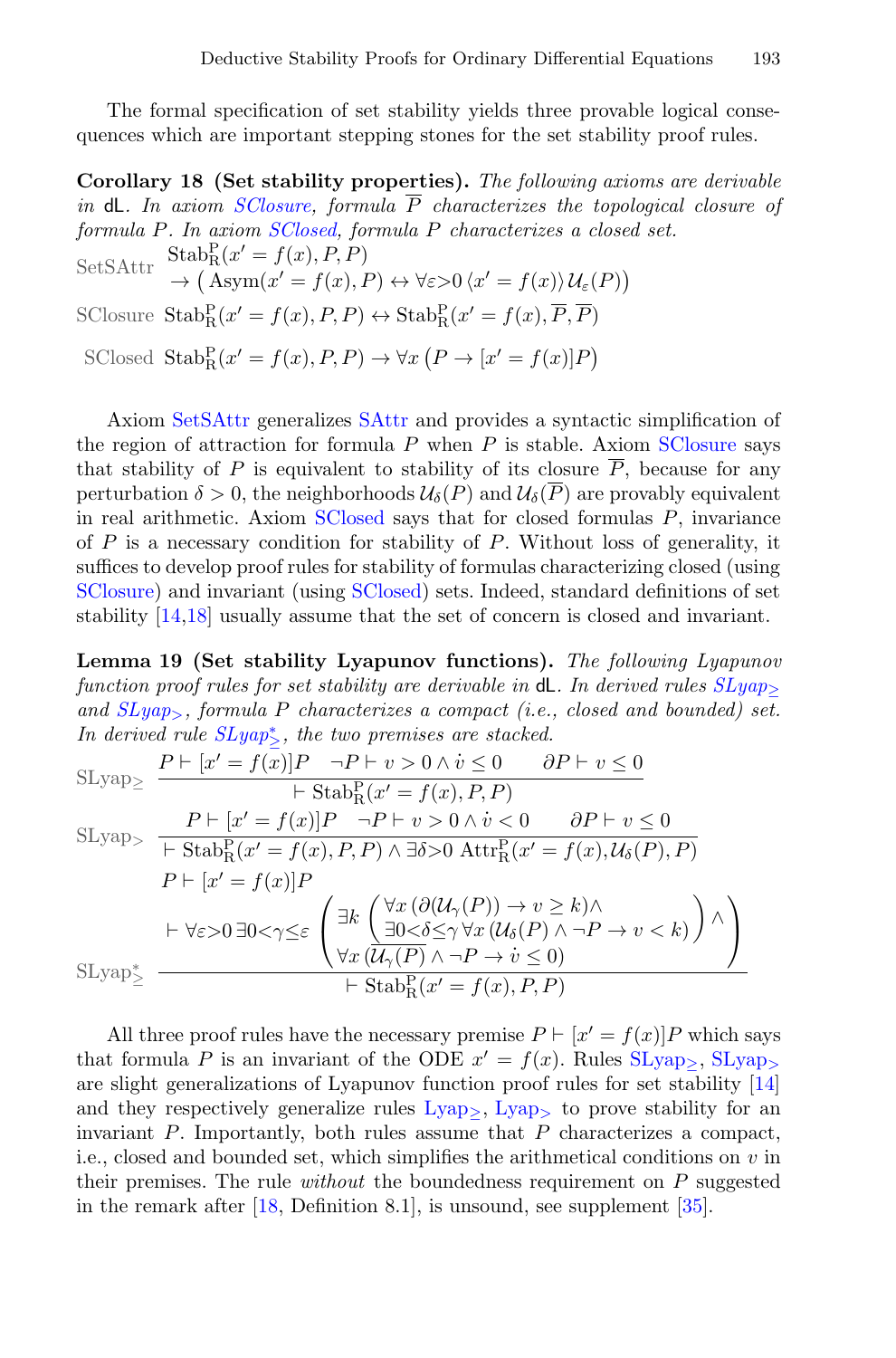The formal specification of set stability yields three provable logical consequences which are important stepping stones for the set stability proof rules.

**Corollary 18 (Set stability properties).** *The following axioms are derivable in* dL*. In axiom SClosure, formula $\overline{P}$ characterizes the topological closure of formula $P$. In axiom SClosed, formula $P$ characterizes a closed set.*

$$\text{SetSAttr}\quad \begin{array}{l}\mathrm{Stab}^{\mathrm{P}}_{\mathrm{R}}(x'=f(x),P,P)\\ \rightarrow \big(\mathrm{Asym}(x'=f(x),P) \leftrightarrow \forall \varepsilon{>}0\, \langle x'=f(x)\rangle\, \mathcal{U}_{\varepsilon}(P)\big)\end{array}$$

$$\text{SClosure}\quad \mathrm{Stab}^{\mathrm{P}}_{\mathrm{R}}(x'=f(x),P,P) \leftrightarrow \mathrm{Stab}^{\mathrm{P}}_{\mathrm{R}}(x'=f(x),\overline{P},\overline{P})$$

$$\text{SClosed}\quad \mathrm{Stab}^{\mathrm{P}}_{\mathrm{R}}(x'=f(x),P,P) \rightarrow \forall x\,\big(P \rightarrow [x'=f(x)]P\big)$$

Axiom SetSAttr generalizes SAttr and provides a syntactic simplification of the region of attraction for formula $P$ when $P$ is stable. Axiom SClosure says that stability of $P$ is equivalent to stability of its closure $\overline{P}$, because for any perturbation $\delta > 0$, the neighborhoods $\mathcal{U}_\delta(P)$ and $\mathcal{U}_\delta(\overline{P})$ are provably equivalent in real arithmetic. Axiom SClosed says that for closed formulas $P$, invariance of $P$ is a necessary condition for stability of $P$. Without loss of generality, it suffices to develop proof rules for stability of formulas characterizing closed (using SClosure) and invariant (using SClosed) sets. Indeed, standard definitions of set stability [14,18] usually assume that the set of concern is closed and invariant.

**Lemma 19 (Set stability Lyapunov functions).** *The following Lyapunov function proof rules for set stability are derivable in* dL*. In derived rules SLyap$_\geq$ and SLyap$_>$, formula $P$ characterizes a compact (i.e., closed and bounded) set. In derived rule SLyap$^*_\geq$, the two premises are stacked.*

$$\text{SLyap}_\geq\quad \frac{P \vdash [x'=f(x)]P \qquad \neg P \vdash v > 0 \land \dot{v} \leq 0 \qquad \partial P \vdash v \leq 0}{\vdash \mathrm{Stab}^{\mathrm{P}}_{\mathrm{R}}(x'=f(x),P,P)}$$

$$\text{SLyap}_>\quad \frac{P \vdash [x'=f(x)]P \qquad \neg P \vdash v > 0 \land \dot{v} < 0 \qquad \partial P \vdash v \leq 0}{\vdash \mathrm{Stab}^{\mathrm{P}}_{\mathrm{R}}(x'=f(x),P,P) \land \exists \delta{>}0\, \mathrm{Attr}^{\mathrm{P}}_{\mathrm{R}}(x'=f(x),\mathcal{U}_\delta(P),P)}$$

$$\text{SLyap}^*_\geq\quad \frac{\begin{array}{l} P \vdash [x'=f(x)]P \\ \vdash \forall \varepsilon{>}0\, \exists 0{<}\gamma{\leq}\varepsilon \left( \begin{array}{l} \exists k \left( \begin{array}{l} \forall x\, (\partial(\mathcal{U}_\gamma(P)) \rightarrow v \geq k) \land \\ \exists 0{<}\delta{\leq}\gamma\, \forall x\, (\mathcal{U}_\delta(P) \land \neg P \rightarrow v < k) \end{array} \right) \land \\ \forall x\, (\overline{\mathcal{U}_\gamma(P)} \land \neg P \rightarrow \dot{v} \leq 0) \end{array} \right) \end{array}}{\vdash \mathrm{Stab}^{\mathrm{P}}_{\mathrm{R}}(x'=f(x),P,P)}$$

All three proof rules have the necessary premise $P \vdash [x'=f(x)]P$ which says that formula $P$ is an invariant of the ODE $x'=f(x)$. Rules SLyap$_\geq$, SLyap$_>$ are slight generalizations of Lyapunov function proof rules for set stability [14] and they respectively generalize rules Lyap$_\geq$, Lyap$_>$ to prove stability for an invariant $P$. Importantly, both rules assume that $P$ characterizes a compact, i.e., closed and bounded set, which simplifies the arithmetical conditions on $v$ in their premises. The rule *without* the boundedness requirement on $P$ suggested in the remark after [18, Definition 8.1], is unsound, see supplement [35].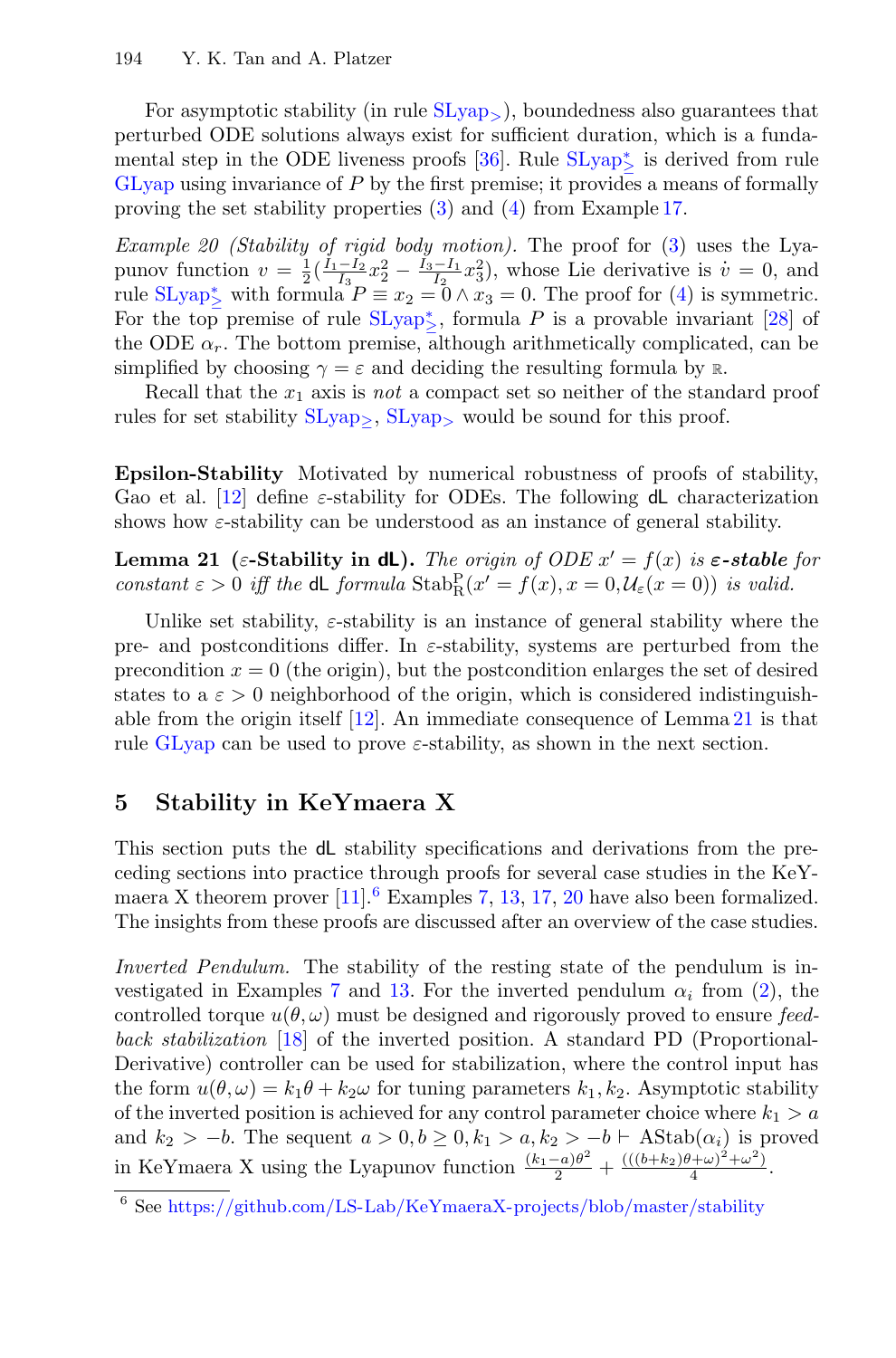For asymptotic stability (in rule $\text{SLyap}_{>}$), boundedness also guarantees that perturbed ODE solutions always exist for sufficient duration, which is a fundamental step in the ODE liveness proofs [36]. Rule $\text{SLyap}^{*}_{\geq}$ is derived from rule GLyap using invariance of $P$ by the first premise; it provides a means of formally proving the set stability properties (3) and (4) from Example 17.

*Example 20 (Stability of rigid body motion).* The proof for (3) uses the Lyapunov function $v = \frac{1}{2}(\frac{I_1 - I_2}{I_3}x_2^2 - \frac{I_3 - I_1}{I_2}x_3^2)$, whose Lie derivative is $\dot{v} = 0$, and rule $\text{SLyap}^{*}_{\geq}$ with formula $P \equiv x_2 = 0 \wedge x_3 = 0$. The proof for (4) is symmetric. For the top premise of rule $\text{SLyap}^{*}_{\geq}$, formula $P$ is a provable invariant [28] of the ODE $\alpha_r$. The bottom premise, although arithmetically complicated, can be simplified by choosing $\gamma = \varepsilon$ and deciding the resulting formula by $\mathbb{R}$.

Recall that the $x_1$ axis is *not* a compact set so neither of the standard proof rules for set stability $\text{SLyap}_{\geq}$, $\text{SLyap}_{>}$ would be sound for this proof.

**Epsilon-Stability** Motivated by numerical robustness of proofs of stability, Gao et al. [12] define $\varepsilon$-stability for ODEs. The following dL characterization shows how $\varepsilon$-stability can be understood as an instance of general stability.

**Lemma 21 ($\varepsilon$-Stability in dL).** *The origin of ODE $x' = f(x)$ is **$\varepsilon$-stable** for constant $\varepsilon > 0$ iff the dL formula $\text{Stab}^{\text{P}}_{\text{R}}(x' = f(x), x = 0, \mathcal{U}_\varepsilon(x = 0))$ is valid.*

Unlike set stability, $\varepsilon$-stability is an instance of general stability where the pre- and postconditions differ. In $\varepsilon$-stability, systems are perturbed from the precondition $x = 0$ (the origin), but the postcondition enlarges the set of desired states to a $\varepsilon > 0$ neighborhood of the origin, which is considered indistinguishable from the origin itself [12]. An immediate consequence of Lemma 21 is that rule GLyap can be used to prove $\varepsilon$-stability, as shown in the next section.

## 5 Stability in KeYmaera X

This section puts the dL stability specifications and derivations from the preceding sections into practice through proofs for several case studies in the KeYmaera X theorem prover [11].[6] Examples 7, 13, 17, 20 have also been formalized. The insights from these proofs are discussed after an overview of the case studies.

*Inverted Pendulum.* The stability of the resting state of the pendulum is investigated in Examples 7 and 13. For the inverted pendulum $\alpha_i$ from (2), the controlled torque $u(\theta, \omega)$ must be designed and rigorously proved to ensure *feedback stabilization* [18] of the inverted position. A standard PD (Proportional-Derivative) controller can be used for stabilization, where the control input has the form $u(\theta, \omega) = k_1\theta + k_2\omega$ for tuning parameters $k_1, k_2$. Asymptotic stability of the inverted position is achieved for any control parameter choice where $k_1 > a$ and $k_2 > -b$. The sequent $a > 0, b \geq 0, k_1 > a, k_2 > -b \vdash \text{AStab}(\alpha_i)$ is proved in KeYmaera X using the Lyapunov function $\frac{(k_1 - a)\theta^2}{2} + \frac{(((b + k_2)\theta + \omega)^2 + \omega^2)}{4}$.

[6] See https://github.com/LS-Lab/KeYmaeraX-projects/blob/master/stability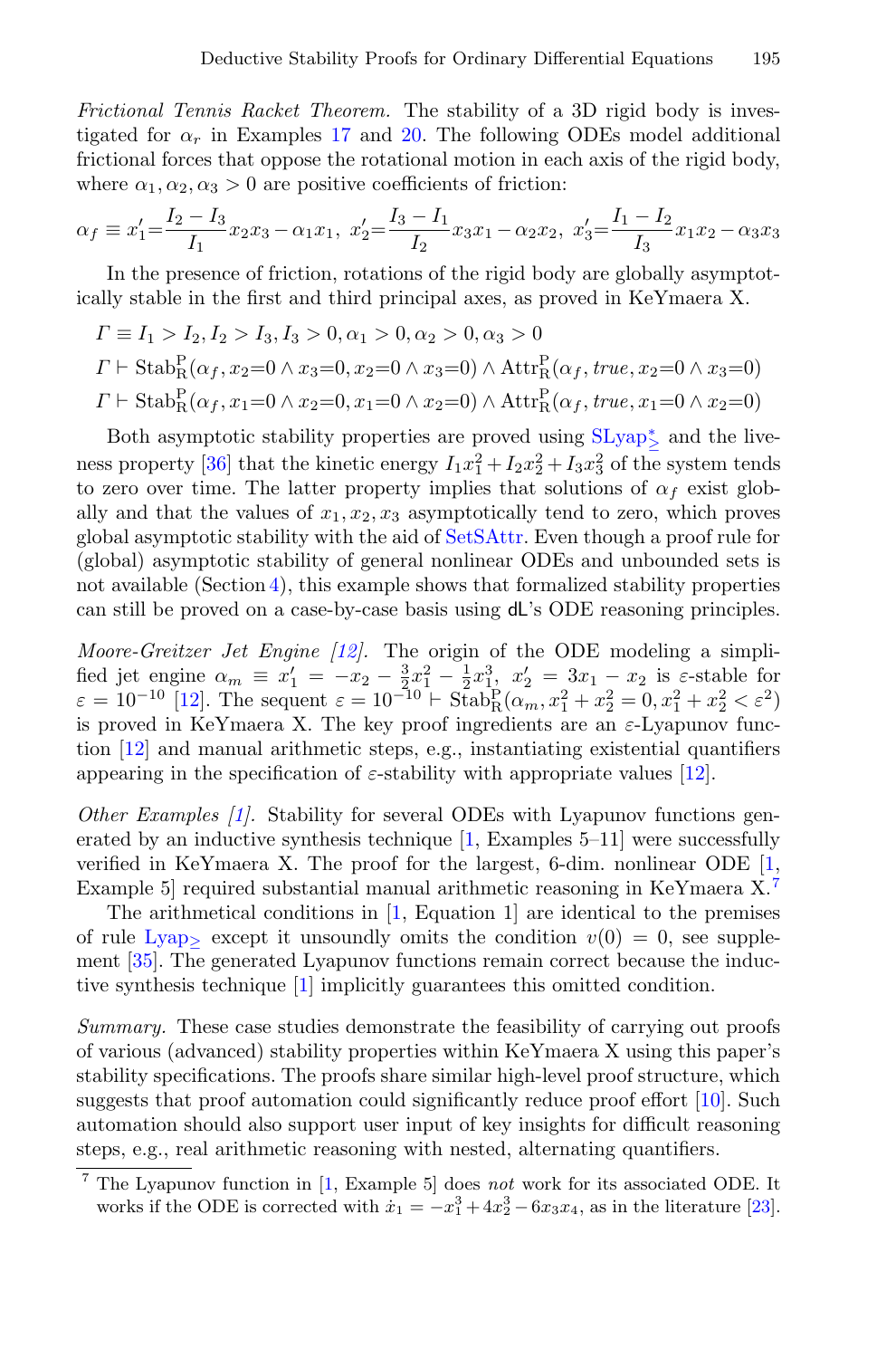*Frictional Tennis Racket Theorem.* The stability of a 3D rigid body is investigated for $\alpha_r$ in Examples 17 and 20. The following ODEs model additional frictional forces that oppose the rotational motion in each axis of the rigid body, where $\alpha_1, \alpha_2, \alpha_3 > 0$ are positive coefficients of friction:

$$\alpha_f \equiv x_1'=\frac{I_2 - I_3}{I_1}x_2x_3 - \alpha_1 x_1,\ x_2'=\frac{I_3 - I_1}{I_2}x_3x_1 - \alpha_2 x_2,\ x_3'=\frac{I_1 - I_2}{I_3}x_1x_2 - \alpha_3 x_3$$

In the presence of friction, rotations of the rigid body are globally asymptotically stable in the first and third principal axes, as proved in KeYmaera X.

$$\Gamma \equiv I_1 > I_2, I_2 > I_3, I_3 > 0, \alpha_1 > 0, \alpha_2 > 0, \alpha_3 > 0$$

$$\Gamma \vdash \mathrm{Stab}^{\mathrm{P}}_{\mathrm{R}}(\alpha_f, x_2{=}0 \land x_3{=}0, x_2{=}0 \land x_3{=}0) \land \mathrm{Attr}^{\mathrm{P}}_{\mathrm{R}}(\alpha_f, \mathit{true}, x_2{=}0 \land x_3{=}0)$$

$$\Gamma \vdash \mathrm{Stab}^{\mathrm{P}}_{\mathrm{R}}(\alpha_f, x_1{=}0 \land x_2{=}0, x_1{=}0 \land x_2{=}0) \land \mathrm{Attr}^{\mathrm{P}}_{\mathrm{R}}(\alpha_f, \mathit{true}, x_1{=}0 \land x_2{=}0)$$

Both asymptotic stability properties are proved using $\mathrm{SLyap}^*_{\geq}$ and the liveness property [36] that the kinetic energy $I_1x_1^2 + I_2x_2^2 + I_3x_3^2$ of the system tends to zero over time. The latter property implies that solutions of $\alpha_f$ exist globally and that the values of $x_1, x_2, x_3$ asymptotically tend to zero, which proves global asymptotic stability with the aid of SetSAttr. Even though a proof rule for (global) asymptotic stability of general nonlinear ODEs and unbounded sets is not available (Section 4), this example shows that formalized stability properties can still be proved on a case-by-case basis using dL's ODE reasoning principles.

*Moore-Greitzer Jet Engine [12].* The origin of the ODE modeling a simplified jet engine $\alpha_m \equiv x_1' = -x_2 - \frac{3}{2}x_1^2 - \frac{1}{2}x_1^3,\ x_2' = 3x_1 - x_2$ is $\varepsilon$-stable for $\varepsilon = 10^{-10}$ [12]. The sequent $\varepsilon = 10^{-10} \vdash \mathrm{Stab}^{\mathrm{P}}_{\mathrm{R}}(\alpha_m, x_1^2 + x_2^2 = 0, x_1^2 + x_2^2 < \varepsilon^2)$ is proved in KeYmaera X. The key proof ingredients are an $\varepsilon$-Lyapunov function [12] and manual arithmetic steps, e.g., instantiating existential quantifiers appearing in the specification of $\varepsilon$-stability with appropriate values [12].

*Other Examples [1].* Stability for several ODEs with Lyapunov functions generated by an inductive synthesis technique [1, Examples 5–11] were successfully verified in KeYmaera X. The proof for the largest, 6-dim. nonlinear ODE [1, Example 5] required substantial manual arithmetic reasoning in KeYmaera X.[7]

The arithmetical conditions in [1, Equation 1] are identical to the premises of rule $\mathrm{Lyap}_{\geq}$ except it unsoundly omits the condition $v(0) = 0$, see supplement [35]. The generated Lyapunov functions remain correct because the inductive synthesis technique [1] implicitly guarantees this omitted condition.

*Summary.* These case studies demonstrate the feasibility of carrying out proofs of various (advanced) stability properties within KeYmaera X using this paper's stability specifications. The proofs share similar high-level proof structure, which suggests that proof automation could significantly reduce proof effort [10]. Such automation should also support user input of key insights for difficult reasoning steps, e.g., real arithmetic reasoning with nested, alternating quantifiers.

[7] The Lyapunov function in [1, Example 5] does *not* work for its associated ODE. It works if the ODE is corrected with $\dot{x}_1 = -x_1^3 + 4x_2^3 - 6x_3x_4$, as in the literature [23].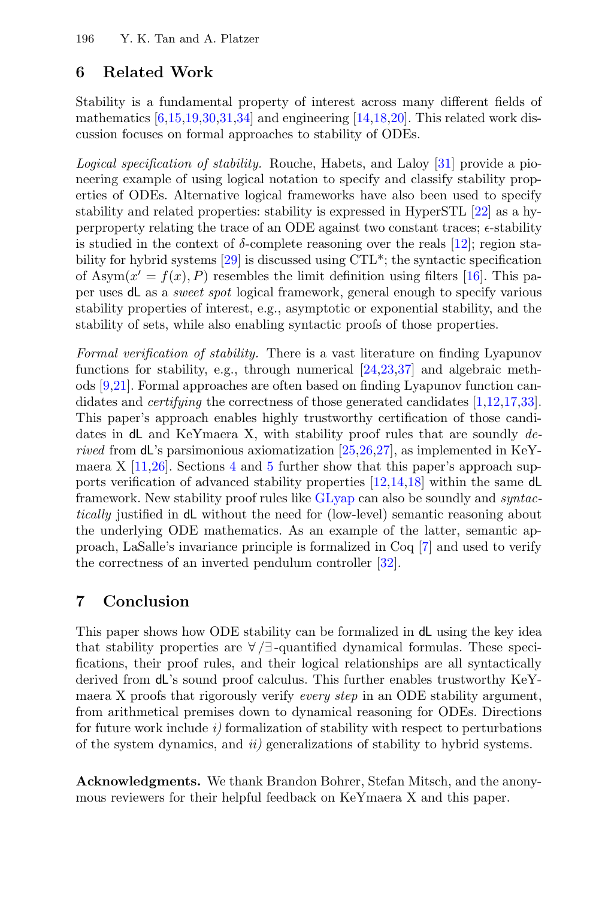## 6 Related Work

Stability is a fundamental property of interest across many different fields of mathematics [6,15,19,30,31,34] and engineering [14,18,20]. This related work discussion focuses on formal approaches to stability of ODEs.

*Logical specification of stability.* Rouche, Habets, and Laloy [31] provide a pioneering example of using logical notation to specify and classify stability properties of ODEs. Alternative logical frameworks have also been used to specify stability and related properties: stability is expressed in HyperSTL [22] as a hyperproperty relating the trace of an ODE against two constant traces; $\epsilon$-stability is studied in the context of $\delta$-complete reasoning over the reals [12]; region stability for hybrid systems [29] is discussed using CTL*; the syntactic specification of $\text{Asym}(x' = f(x), P)$ resembles the limit definition using filters [16]. This paper uses dL as a *sweet spot* logical framework, general enough to specify various stability properties of interest, e.g., asymptotic or exponential stability, and the stability of sets, while also enabling syntactic proofs of those properties.

*Formal verification of stability.* There is a vast literature on finding Lyapunov functions for stability, e.g., through numerical [24,23,37] and algebraic methods [9,21]. Formal approaches are often based on finding Lyapunov function candidates and *certifying* the correctness of those generated candidates [1,12,17,33]. This paper's approach enables highly trustworthy certification of those candidates in dL and KeYmaera X, with stability proof rules that are soundly *derived* from dL's parsimonious axiomatization [25,26,27], as implemented in KeYmaera X [11,26]. Sections 4 and 5 further show that this paper's approach supports verification of advanced stability properties [12,14,18] within the same dL framework. New stability proof rules like GLyap can also be soundly and *syntactically* justified in dL without the need for (low-level) semantic reasoning about the underlying ODE mathematics. As an example of the latter, semantic approach, LaSalle's invariance principle is formalized in Coq [7] and used to verify the correctness of an inverted pendulum controller [32].

## 7 Conclusion

This paper shows how ODE stability can be formalized in dL using the key idea that stability properties are $\forall/\exists$-quantified dynamical formulas. These specifications, their proof rules, and their logical relationships are all syntactically derived from dL's sound proof calculus. This further enables trustworthy KeYmaera X proofs that rigorously verify *every step* in an ODE stability argument, from arithmetical premises down to dynamical reasoning for ODEs. Directions for future work include *i)* formalization of stability with respect to perturbations of the system dynamics, and *ii)* generalizations of stability to hybrid systems.

**Acknowledgments.** We thank Brandon Bohrer, Stefan Mitsch, and the anonymous reviewers for their helpful feedback on KeYmaera X and this paper.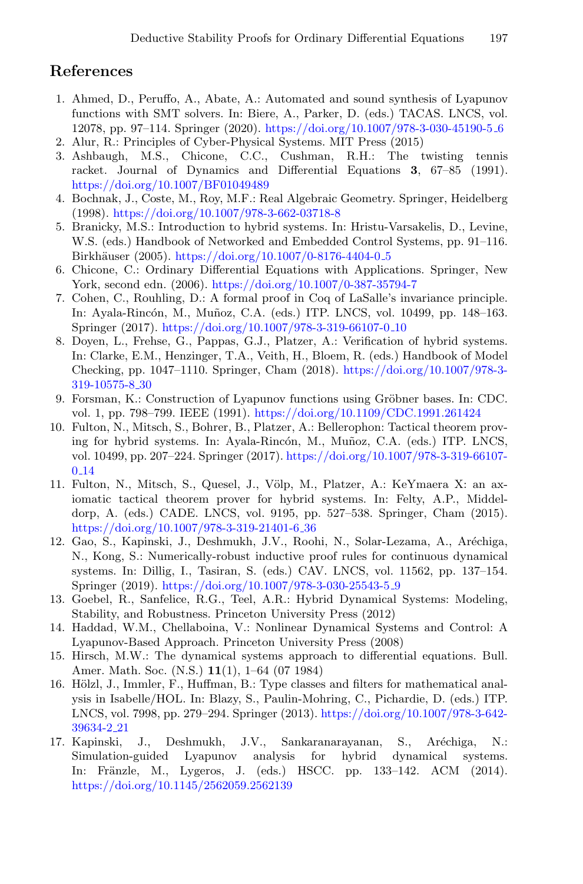## References

1. Ahmed, D., Peruffo, A., Abate, A.: Automated and sound synthesis of Lyapunov functions with SMT solvers. In: Biere, A., Parker, D. (eds.) TACAS. LNCS, vol. 12078, pp. 97–114. Springer (2020). https://doi.org/10.1007/978-3-030-45190-5_6
2. Alur, R.: Principles of Cyber-Physical Systems. MIT Press (2015)
3. Ashbaugh, M.S., Chicone, C.C., Cushman, R.H.: The twisting tennis racket. Journal of Dynamics and Differential Equations **3**, 67–85 (1991). https://doi.org/10.1007/BF01049489
4. Bochnak, J., Coste, M., Roy, M.F.: Real Algebraic Geometry. Springer, Heidelberg (1998). https://doi.org/10.1007/978-3-662-03718-8
5. Branicky, M.S.: Introduction to hybrid systems. In: Hristu-Varsakelis, D., Levine, W.S. (eds.) Handbook of Networked and Embedded Control Systems, pp. 91–116. Birkhäuser (2005). https://doi.org/10.1007/0-8176-4404-0_5
6. Chicone, C.: Ordinary Differential Equations with Applications. Springer, New York, second edn. (2006). https://doi.org/10.1007/0-387-35794-7
7. Cohen, C., Rouhling, D.: A formal proof in Coq of LaSalle's invariance principle. In: Ayala-Rincón, M., Muñoz, C.A. (eds.) ITP. LNCS, vol. 10499, pp. 148–163. Springer (2017). https://doi.org/10.1007/978-3-319-66107-0_10
8. Doyen, L., Frehse, G., Pappas, G.J., Platzer, A.: Verification of hybrid systems. In: Clarke, E.M., Henzinger, T.A., Veith, H., Bloem, R. (eds.) Handbook of Model Checking, pp. 1047–1110. Springer, Cham (2018). https://doi.org/10.1007/978-3-319-10575-8_30
9. Forsman, K.: Construction of Lyapunov functions using Gröbner bases. In: CDC. vol. 1, pp. 798–799. IEEE (1991). https://doi.org/10.1109/CDC.1991.261424
10. Fulton, N., Mitsch, S., Bohrer, B., Platzer, A.: Bellerophon: Tactical theorem proving for hybrid systems. In: Ayala-Rincón, M., Muñoz, C.A. (eds.) ITP. LNCS, vol. 10499, pp. 207–224. Springer (2017). https://doi.org/10.1007/978-3-319-66107-0_14
11. Fulton, N., Mitsch, S., Quesel, J., Völp, M., Platzer, A.: KeYmaera X: an axiomatic tactical theorem prover for hybrid systems. In: Felty, A.P., Middeldorp, A. (eds.) CADE. LNCS, vol. 9195, pp. 527–538. Springer, Cham (2015). https://doi.org/10.1007/978-3-319-21401-6_36
12. Gao, S., Kapinski, J., Deshmukh, J.V., Roohi, N., Solar-Lezama, A., Aréchiga, N., Kong, S.: Numerically-robust inductive proof rules for continuous dynamical systems. In: Dillig, I., Tasiran, S. (eds.) CAV. LNCS, vol. 11562, pp. 137–154. Springer (2019). https://doi.org/10.1007/978-3-030-25543-5_9
13. Goebel, R., Sanfelice, R.G., Teel, A.R.: Hybrid Dynamical Systems: Modeling, Stability, and Robustness. Princeton University Press (2012)
14. Haddad, W.M., Chellaboina, V.: Nonlinear Dynamical Systems and Control: A Lyapunov-Based Approach. Princeton University Press (2008)
15. Hirsch, M.W.: The dynamical systems approach to differential equations. Bull. Amer. Math. Soc. (N.S.) **11**(1), 1–64 (07 1984)
16. Hölzl, J., Immler, F., Huffman, B.: Type classes and filters for mathematical analysis in Isabelle/HOL. In: Blazy, S., Paulin-Mohring, C., Pichardie, D. (eds.) ITP. LNCS, vol. 7998, pp. 279–294. Springer (2013). https://doi.org/10.1007/978-3-642-39634-2_21
17. Kapinski, J., Deshmukh, J.V., Sankaranarayanan, S., Aréchiga, N.: Simulation-guided Lyapunov analysis for hybrid dynamical systems. In: Fränzle, M., Lygeros, J. (eds.) HSCC. pp. 133–142. ACM (2014). https://doi.org/10.1145/2562059.2562139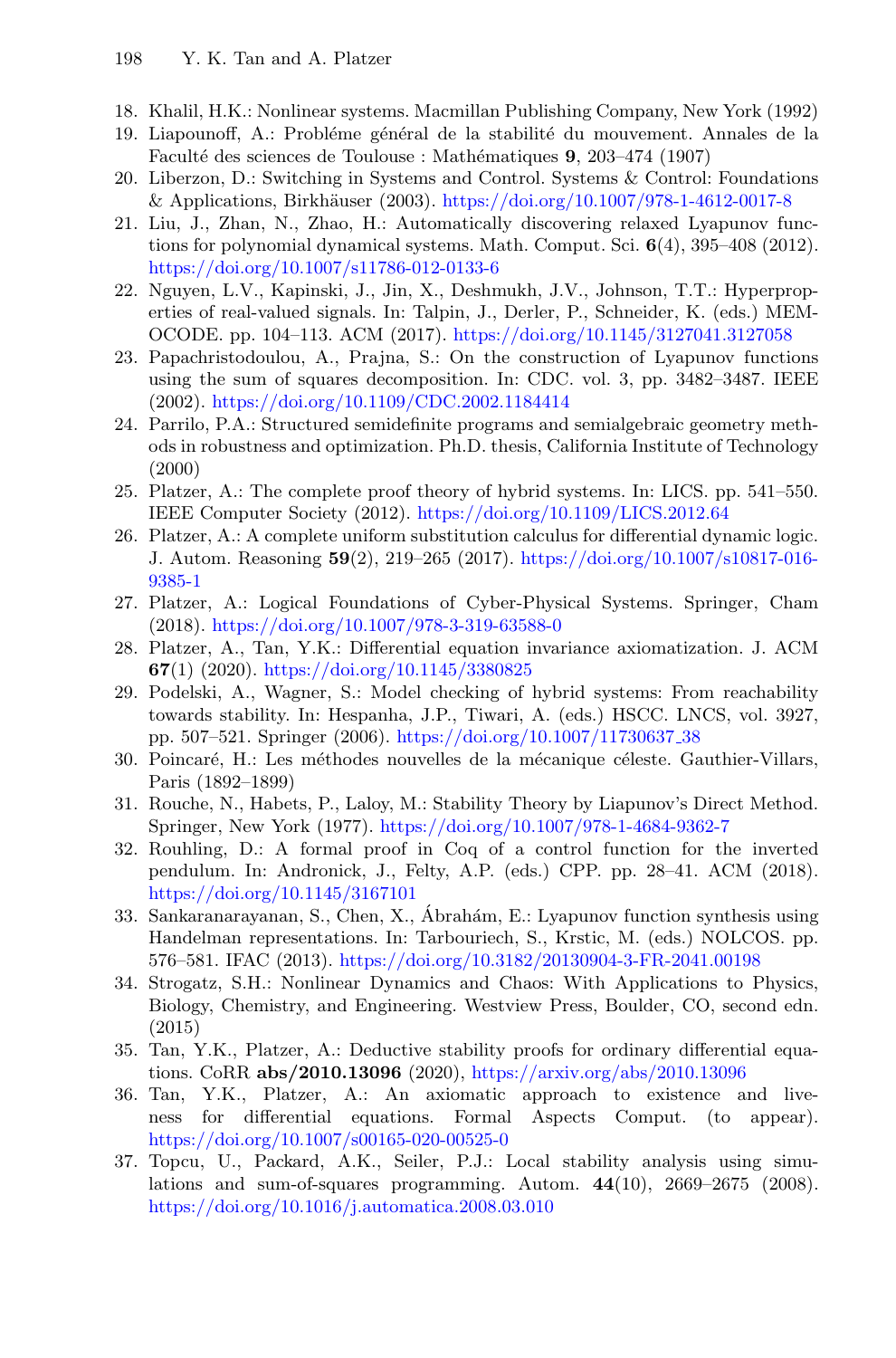18. Khalil, H.K.: Nonlinear systems. Macmillan Publishing Company, New York (1992)
19. Liapounoff, A.: Probléme général de la stabilité du mouvement. Annales de la Faculté des sciences de Toulouse : Mathématiques **9**, 203–474 (1907)
20. Liberzon, D.: Switching in Systems and Control. Systems & Control: Foundations & Applications, Birkhäuser (2003). https://doi.org/10.1007/978-1-4612-0017-8
21. Liu, J., Zhan, N., Zhao, H.: Automatically discovering relaxed Lyapunov functions for polynomial dynamical systems. Math. Comput. Sci. **6**(4), 395–408 (2012). https://doi.org/10.1007/s11786-012-0133-6
22. Nguyen, L.V., Kapinski, J., Jin, X., Deshmukh, J.V., Johnson, T.T.: Hyperproperties of real-valued signals. In: Talpin, J., Derler, P., Schneider, K. (eds.) MEMOCODE. pp. 104–113. ACM (2017). https://doi.org/10.1145/3127041.3127058
23. Papachristodoulou, A., Prajna, S.: On the construction of Lyapunov functions using the sum of squares decomposition. In: CDC. vol. 3, pp. 3482–3487. IEEE (2002). https://doi.org/10.1109/CDC.2002.1184414
24. Parrilo, P.A.: Structured semidefinite programs and semialgebraic geometry methods in robustness and optimization. Ph.D. thesis, California Institute of Technology (2000)
25. Platzer, A.: The complete proof theory of hybrid systems. In: LICS. pp. 541–550. IEEE Computer Society (2012). https://doi.org/10.1109/LICS.2012.64
26. Platzer, A.: A complete uniform substitution calculus for differential dynamic logic. J. Autom. Reasoning **59**(2), 219–265 (2017). https://doi.org/10.1007/s10817-016-9385-1
27. Platzer, A.: Logical Foundations of Cyber-Physical Systems. Springer, Cham (2018). https://doi.org/10.1007/978-3-319-63588-0
28. Platzer, A., Tan, Y.K.: Differential equation invariance axiomatization. J. ACM **67**(1) (2020). https://doi.org/10.1145/3380825
29. Podelski, A., Wagner, S.: Model checking of hybrid systems: From reachability towards stability. In: Hespanha, J.P., Tiwari, A. (eds.) HSCC. LNCS, vol. 3927, pp. 507–521. Springer (2006). https://doi.org/10.1007/11730637_38
30. Poincaré, H.: Les méthodes nouvelles de la mécanique céleste. Gauthier-Villars, Paris (1892–1899)
31. Rouche, N., Habets, P., Laloy, M.: Stability Theory by Liapunov's Direct Method. Springer, New York (1977). https://doi.org/10.1007/978-1-4684-9362-7
32. Rouhling, D.: A formal proof in Coq of a control function for the inverted pendulum. In: Andronick, J., Felty, A.P. (eds.) CPP. pp. 28–41. ACM (2018). https://doi.org/10.1145/3167101
33. Sankaranarayanan, S., Chen, X., Ábrahám, E.: Lyapunov function synthesis using Handelman representations. In: Tarbouriech, S., Krstic, M. (eds.) NOLCOS. pp. 576–581. IFAC (2013). https://doi.org/10.3182/20130904-3-FR-2041.00198
34. Strogatz, S.H.: Nonlinear Dynamics and Chaos: With Applications to Physics, Biology, Chemistry, and Engineering. Westview Press, Boulder, CO, second edn. (2015)
35. Tan, Y.K., Platzer, A.: Deductive stability proofs for ordinary differential equations. CoRR **abs/2010.13096** (2020), https://arxiv.org/abs/2010.13096
36. Tan, Y.K., Platzer, A.: An axiomatic approach to existence and liveness for differential equations. Formal Aspects Comput. (to appear). https://doi.org/10.1007/s00165-020-00525-0
37. Topcu, U., Packard, A.K., Seiler, P.J.: Local stability analysis using simulations and sum-of-squares programming. Autom. **44**(10), 2669–2675 (2008). https://doi.org/10.1016/j.automatica.2008.03.010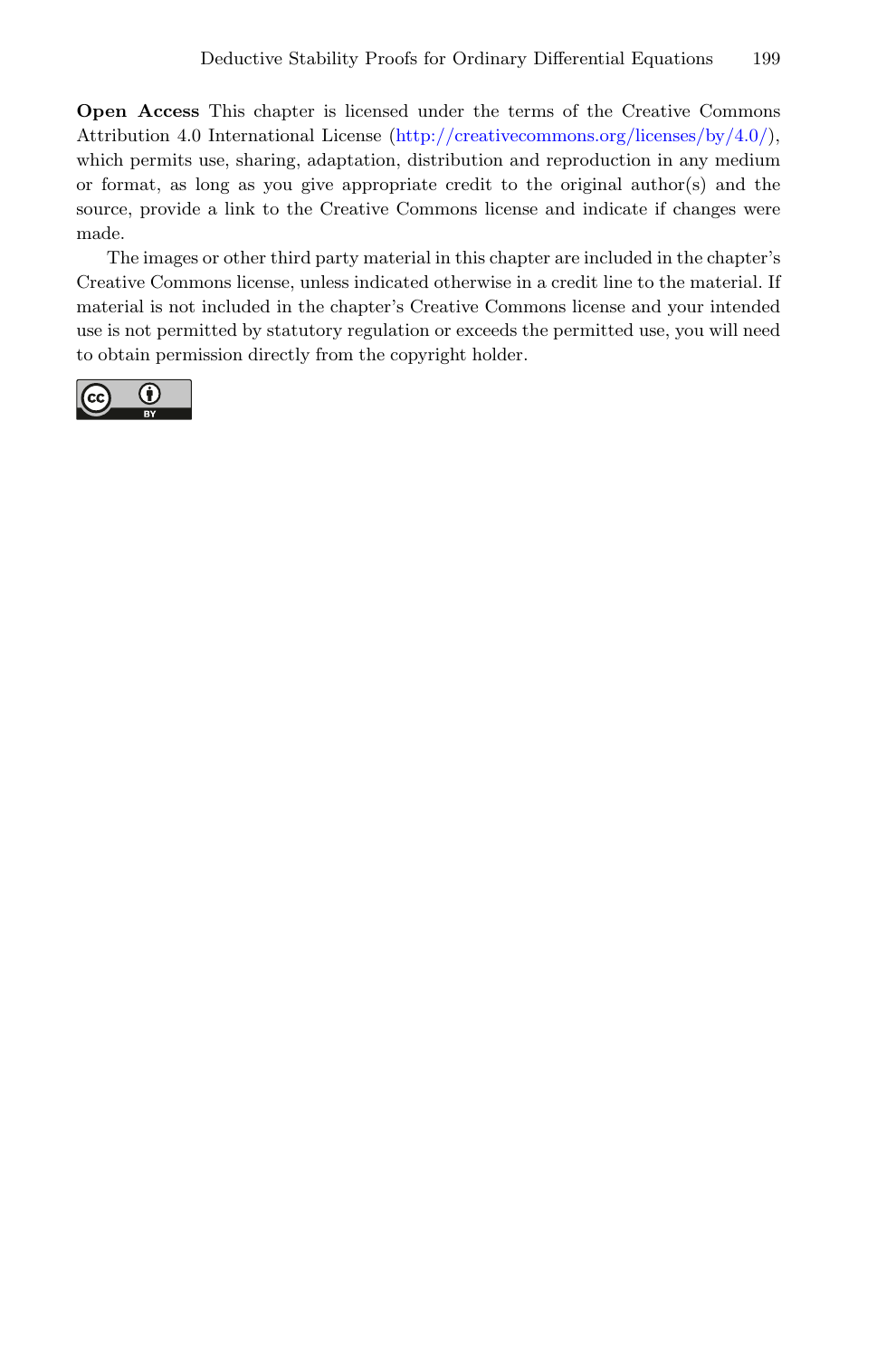**Open Access** This chapter is licensed under the terms of the Creative Commons Attribution 4.0 International License (http://creativecommons.org/licenses/by/4.0/), which permits use, sharing, adaptation, distribution and reproduction in any medium or format, as long as you give appropriate credit to the original author(s) and the source, provide a link to the Creative Commons license and indicate if changes were made.

The images or other third party material in this chapter are included in the chapter's Creative Commons license, unless indicated otherwise in a credit line to the material. If material is not included in the chapter's Creative Commons license and your intended use is not permitted by statutory regulation or exceeds the permitted use, you will need to obtain permission directly from the copyright holder.